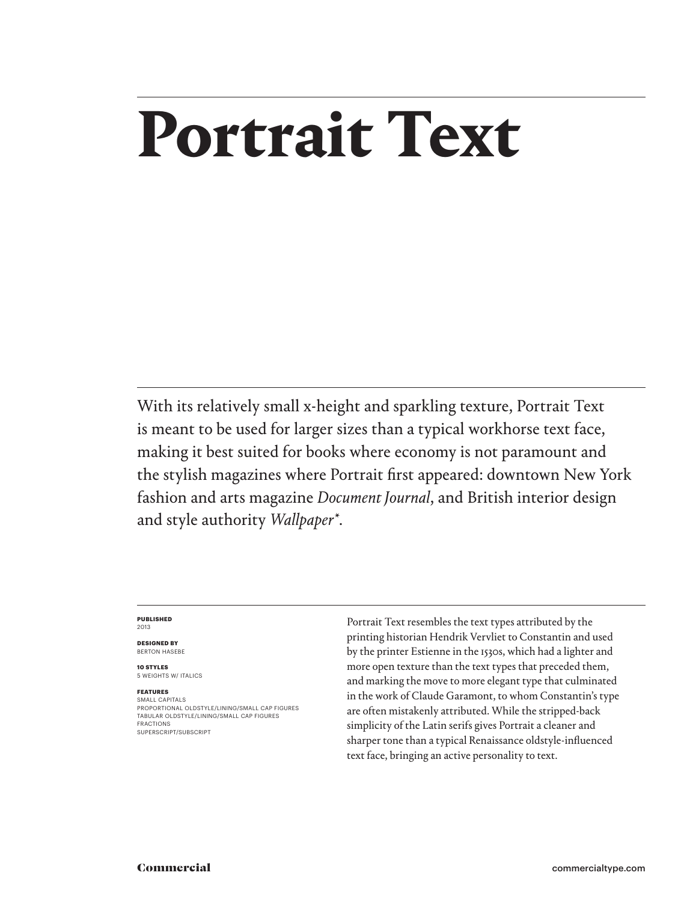# Portrait Text

With its relatively small x-height and sparkling texture, Portrait Text is meant to be used for larger sizes than a typical workhorse text face, making it best suited for books where economy is not paramount and the stylish magazines where Portrait first appeared: downtown New York fashion and arts magazine *Document Journal*, and British interior design and style authority *Wallpaper**.

**PUBLISHED**
2013

**DESIGNED BY**
BERTON HASEBE

**10 STYLES**
5 WEIGHTS W/ ITALICS

**FEATURES**
SMALL CAPITALS
PROPORTIONAL OLDSTYLE/LINING/SMALL CAP FIGURES
TABULAR OLDSTYLE/LINING/SMALL CAP FIGURES
FRACTIONS
SUPERSCRIPT/SUBSCRIPT

Portrait Text resembles the text types attributed by the printing historian Hendrik Vervliet to Constantin and used by the printer Estienne in the 1530s, which had a lighter and more open texture than the text types that preceded them, and marking the move to more elegant type that culminated in the work of Claude Garamont, to whom Constantin's type are often mistakenly attributed. While the stripped-back simplicity of the Latin serifs gives Portrait a cleaner and sharper tone than a typical Renaissance oldstyle-influenced text face, bringing an active personality to text.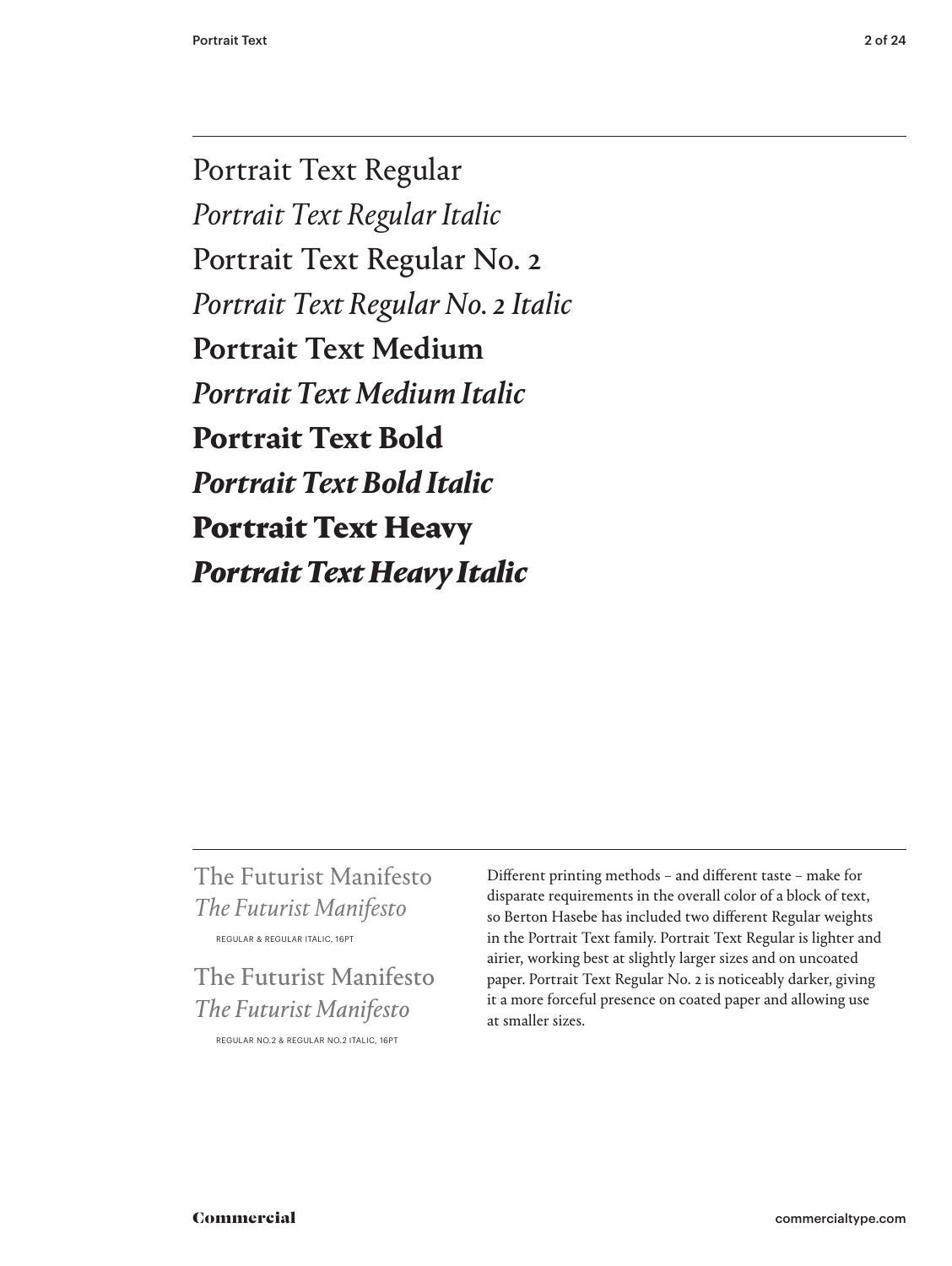Portrait Text Regular

*Portrait Text Regular Italic*

Portrait Text Regular No. 2

*Portrait Text Regular No. 2 Italic*

**Portrait Text Medium**

***Portrait Text Medium Italic***

**Portrait Text Bold**

***Portrait Text Bold Italic***

**Portrait Text Heavy**

***Portrait Text Heavy Italic***

---

The Futurist Manifesto
*The Futurist Manifesto*

REGULAR & REGULAR ITALIC, 16PT

The Futurist Manifesto
*The Futurist Manifesto*

REGULAR NO.2 & REGULAR NO.2 ITALIC, 16PT

Different printing methods – and different taste – make for disparate requirements in the overall color of a block of text, so Berton Hasebe has included two different Regular weights in the Portrait Text family. Portrait Text Regular is lighter and airier, working best at slightly larger sizes and on uncoated paper. Portrait Text Regular No. 2 is noticeably darker, giving it a more forceful presence on coated paper and allowing use at smaller sizes.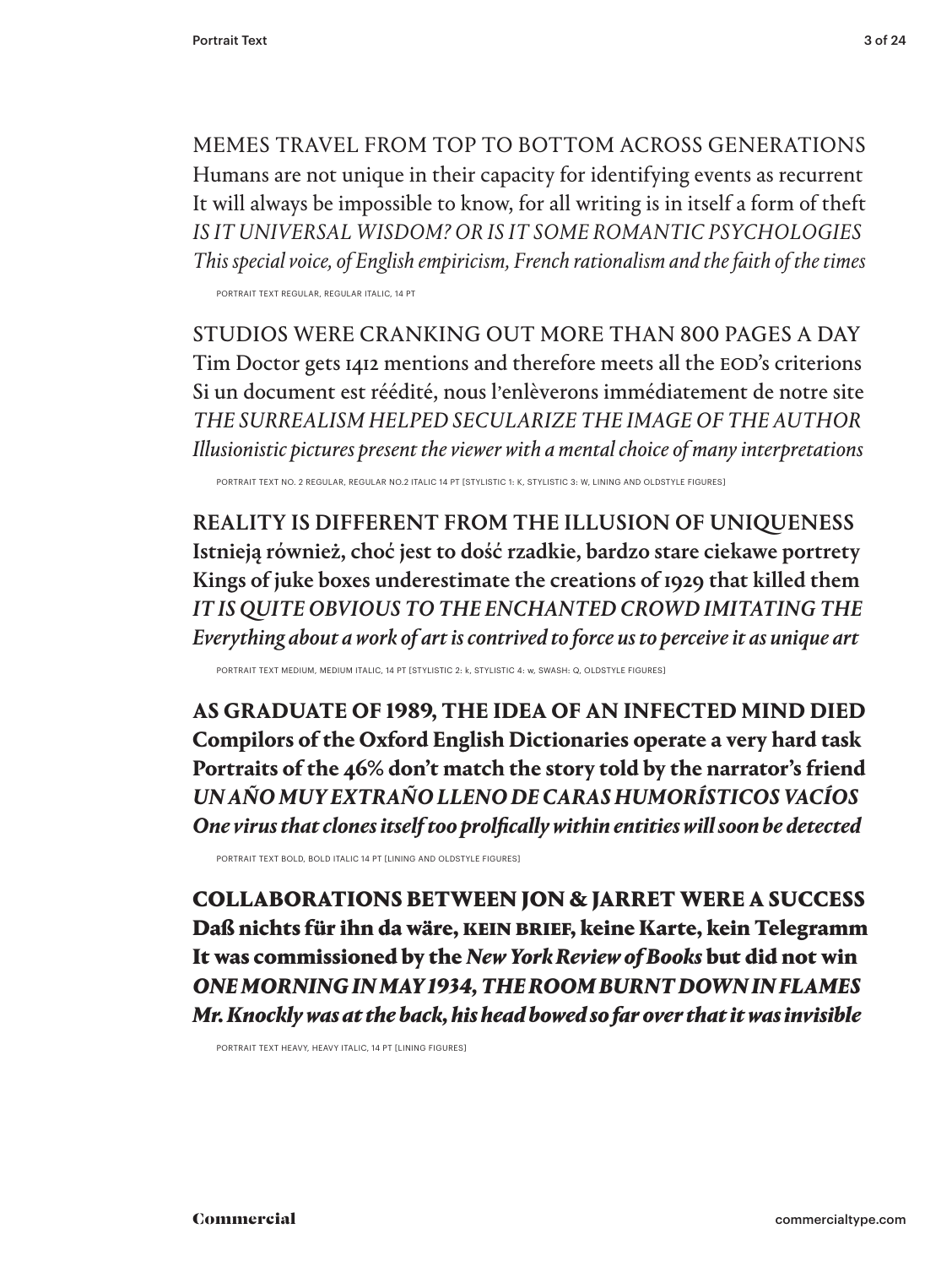MEMES TRAVEL FROM TOP TO BOTTOM ACROSS GENERATIONS
Humans are not unique in their capacity for identifying events as recurrent
It will always be impossible to know, for all writing is in itself a form of theft
*IS IT UNIVERSAL WISDOM? OR IS IT SOME ROMANTIC PSYCHOLOGIES*
*This special voice, of English empiricism, French rationalism and the faith of the times*

PORTRAIT TEXT REGULAR, REGULAR ITALIC, 14 PT

STUDIOS WERE CRANKING OUT MORE THAN 800 PAGES A DAY
Tim Doctor gets 1412 mentions and therefore meets all the EOD's criterions
Si un document est réédité, nous l'enlèverons immédiatement de notre site
*THE SURREALISM HELPED SECULARIZE THE IMAGE OF THE AUTHOR*
*Illusionistic pictures present the viewer with a mental choice of many interpretations*

PORTRAIT TEXT NO. 2 REGULAR, REGULAR NO.2 ITALIC 14 PT [STYLISTIC 1: K, STYLISTIC 3: W, LINING AND OLDSTYLE FIGURES]

**REALITY IS DIFFERENT FROM THE ILLUSION OF UNIQUENESS**
**Istnieją również, choć jest to dość rzadkie, bardzo stare ciekawe portrety**
**Kings of juke boxes underestimate the creations of 1929 that killed them**
***IT IS QUITE OBVIOUS TO THE ENCHANTED CROWD IMITATING THE***
***Everything about a work of art is contrived to force us to perceive it as unique art***

PORTRAIT TEXT MEDIUM, MEDIUM ITALIC, 14 PT [STYLISTIC 2: k, STYLISTIC 4: w, SWASH: Q, OLDSTYLE FIGURES]

**AS GRADUATE OF 1989, THE IDEA OF AN INFECTED MIND DIED**
**Compilors of the Oxford English Dictionaries operate a very hard task**
**Portraits of the 46% don't match the story told by the narrator's friend**
***UN AÑO MUY EXTRAÑO LLENO DE CARAS HUMORÍSTICOS VACÍOS***
***One virus that clones itself too prolfically within entities will soon be detected***

PORTRAIT TEXT BOLD, BOLD ITALIC 14 PT [LINING AND OLDSTYLE FIGURES]

**COLLABORATIONS BETWEEN JON & JARRET WERE A SUCCESS**
**Daß nichts für ihn da wäre, KEIN BRIEF, keine Karte, kein Telegramm**
**It was commissioned by the *New York Review of Books* but did not win**
***ONE MORNING IN MAY 1934, THE ROOM BURNT DOWN IN FLAMES***
***Mr. Knockly was at the back, his head bowed so far over that it was invisible***

PORTRAIT TEXT HEAVY, HEAVY ITALIC, 14 PT [LINING FIGURES]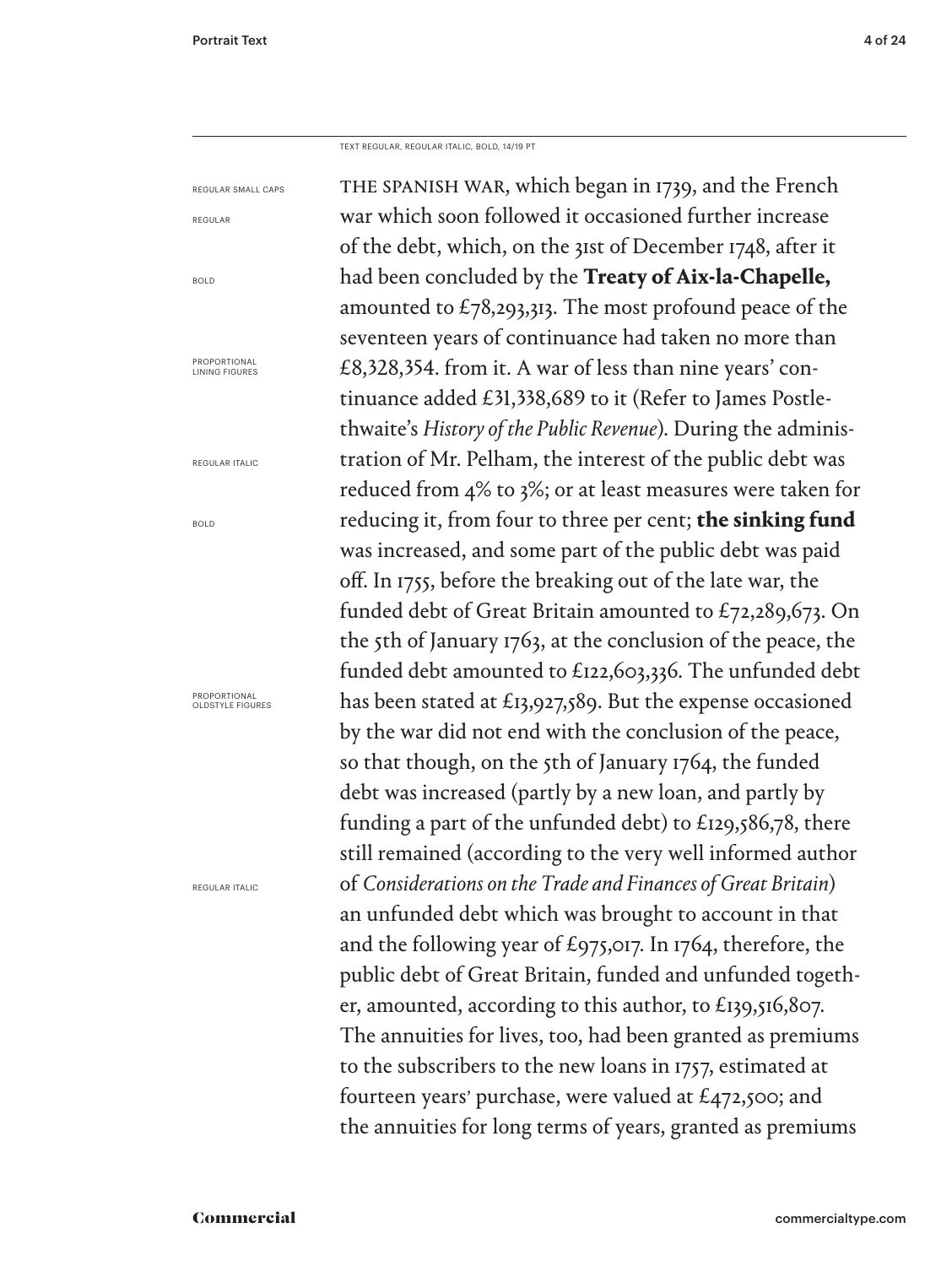TEXT REGULAR, REGULAR ITALIC, BOLD, 14/19 PT

REGULAR SMALL CAPS

REGULAR

BOLD

PROPORTIONAL LINING FIGURES

REGULAR ITALIC

BOLD

PROPORTIONAL OLDSTYLE FIGURES

REGULAR ITALIC

THE SPANISH WAR, which began in 1739, and the French war which soon followed it occasioned further increase of the debt, which, on the 31st of December 1748, after it had been concluded by the **Treaty of Aix-la-Chapelle,** amounted to £78,293,313. The most profound peace of the seventeen years of continuance had taken no more than £8,328,354. from it. A war of less than nine years' continuance added £31,338,689 to it (Refer to James Postlethwaite's *History of the Public Revenue*). During the administration of Mr. Pelham, the interest of the public debt was reduced from 4% to 3%; or at least measures were taken for reducing it, from four to three per cent; **the sinking fund** was increased, and some part of the public debt was paid off. In 1755, before the breaking out of the late war, the funded debt of Great Britain amounted to £72,289,673. On the 5th of January 1763, at the conclusion of the peace, the funded debt amounted to £122,603,336. The unfunded debt has been stated at £13,927,589. But the expense occasioned by the war did not end with the conclusion of the peace, so that though, on the 5th of January 1764, the funded debt was increased (partly by a new loan, and partly by funding a part of the unfunded debt) to £129,586,78, there still remained (according to the very well informed author of *Considerations on the Trade and Finances of Great Britain*) an unfunded debt which was brought to account in that and the following year of £975,017. In 1764, therefore, the public debt of Great Britain, funded and unfunded together, amounted, according to this author, to £139,516,807. The annuities for lives, too, had been granted as premiums to the subscribers to the new loans in 1757, estimated at fourteen years' purchase, were valued at £472,500; and the annuities for long terms of years, granted as premiums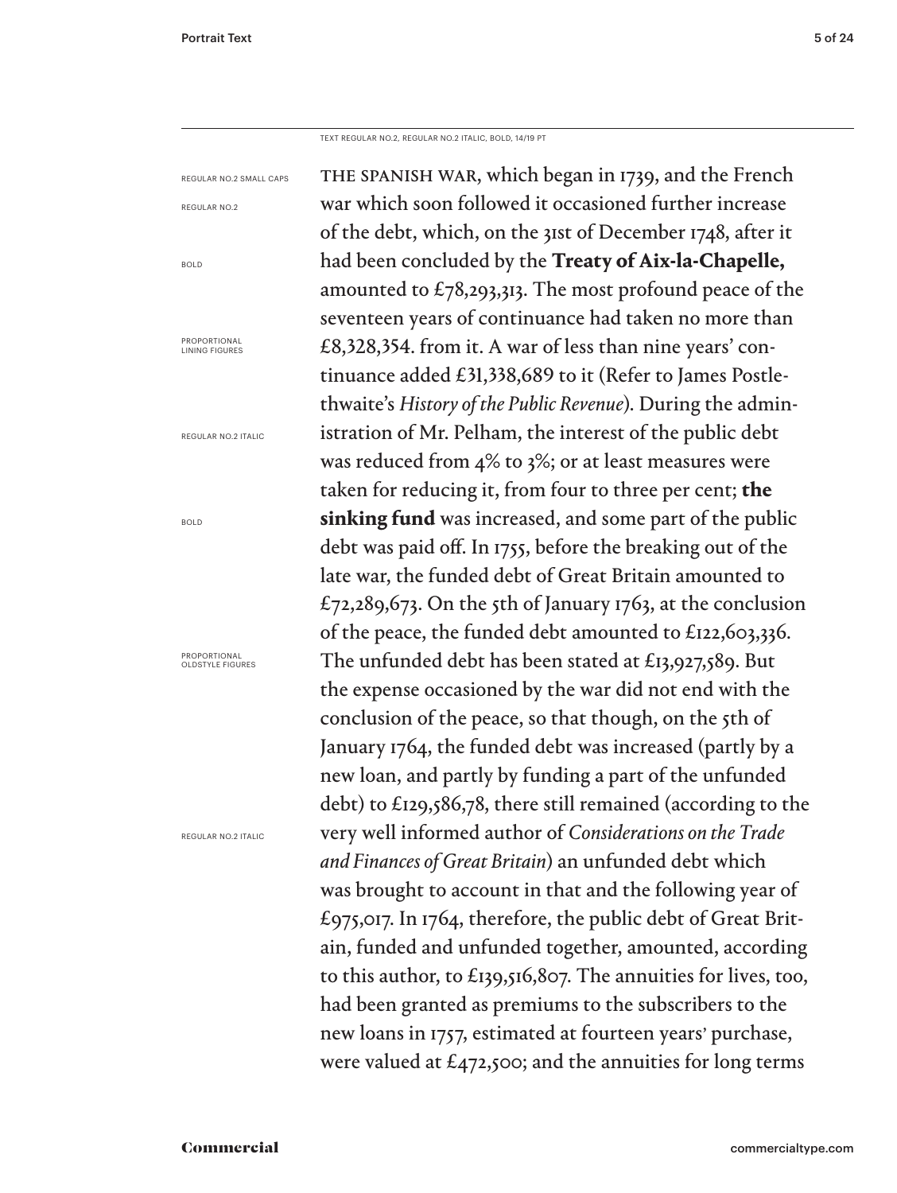TEXT REGULAR NO.2, REGULAR NO.2 ITALIC, BOLD, 14/19 PT

REGULAR NO.2 SMALL CAPS

REGULAR NO.2

BOLD

PROPORTIONAL LINING FIGURES

REGULAR NO.2 ITALIC

BOLD

PROPORTIONAL OLDSTYLE FIGURES

REGULAR NO.2 ITALIC

THE SPANISH WAR, which began in 1739, and the French war which soon followed it occasioned further increase of the debt, which, on the 31st of December 1748, after it had been concluded by the **Treaty of Aix-la-Chapelle,** amounted to £78,293,313. The most profound peace of the seventeen years of continuance had taken no more than £8,328,354. from it. A war of less than nine years' continuance added £31,338,689 to it (Refer to James Postlethwaite's *History of the Public Revenue*). During the administration of Mr. Pelham, the interest of the public debt was reduced from 4% to 3%; or at least measures were taken for reducing it, from four to three per cent; **the sinking fund** was increased, and some part of the public debt was paid off. In 1755, before the breaking out of the late war, the funded debt of Great Britain amounted to £72,289,673. On the 5th of January 1763, at the conclusion of the peace, the funded debt amounted to £122,603,336. The unfunded debt has been stated at £13,927,589. But the expense occasioned by the war did not end with the conclusion of the peace, so that though, on the 5th of January 1764, the funded debt was increased (partly by a new loan, and partly by funding a part of the unfunded debt) to £129,586,78, there still remained (according to the very well informed author of *Considerations on the Trade and Finances of Great Britain*) an unfunded debt which was brought to account in that and the following year of £975,017. In 1764, therefore, the public debt of Great Britain, funded and unfunded together, amounted, according to this author, to £139,516,807. The annuities for lives, too, had been granted as premiums to the subscribers to the new loans in 1757, estimated at fourteen years' purchase, were valued at £472,500; and the annuities for long terms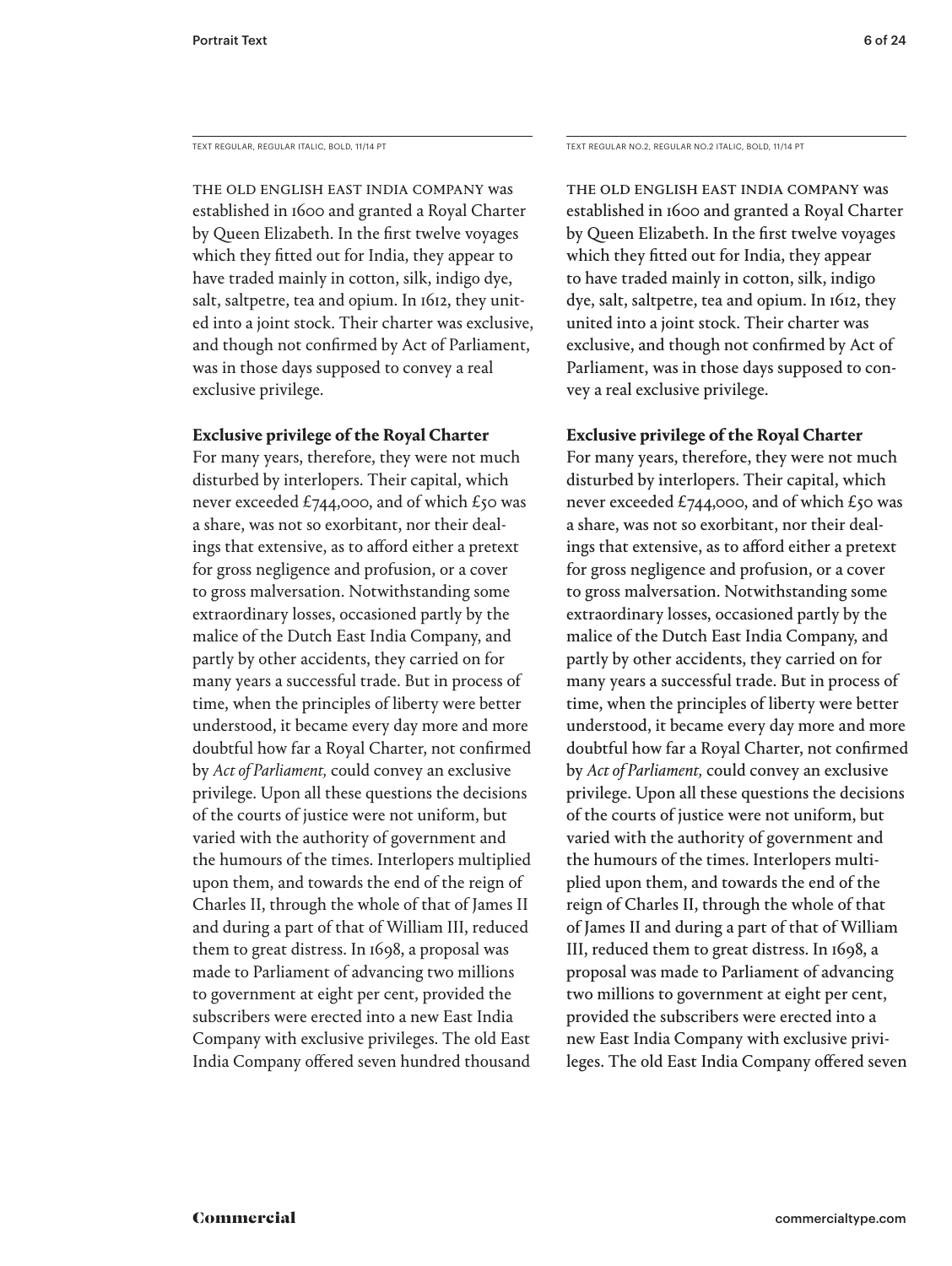TEXT REGULAR, REGULAR ITALIC, BOLD, 11/14 PT

THE OLD ENGLISH EAST INDIA COMPANY was established in 1600 and granted a Royal Charter by Queen Elizabeth. In the first twelve voyages which they fitted out for India, they appear to have traded mainly in cotton, silk, indigo dye, salt, saltpetre, tea and opium. In 1612, they united into a joint stock. Their charter was exclusive, and though not confirmed by Act of Parliament, was in those days supposed to convey a real exclusive privilege.

**Exclusive privilege of the Royal Charter**
For many years, therefore, they were not much disturbed by interlopers. Their capital, which never exceeded £744,000, and of which £50 was a share, was not so exorbitant, nor their dealings that extensive, as to afford either a pretext for gross negligence and profusion, or a cover to gross malversation. Notwithstanding some extraordinary losses, occasioned partly by the malice of the Dutch East India Company, and partly by other accidents, they carried on for many years a successful trade. But in process of time, when the principles of liberty were better understood, it became every day more and more doubtful how far a Royal Charter, not confirmed by *Act of Parliament,* could convey an exclusive privilege. Upon all these questions the decisions of the courts of justice were not uniform, but varied with the authority of government and the humours of the times. Interlopers multiplied upon them, and towards the end of the reign of Charles II, through the whole of that of James II and during a part of that of William III, reduced them to great distress. In 1698, a proposal was made to Parliament of advancing two millions to government at eight per cent, provided the subscribers were erected into a new East India Company with exclusive privileges. The old East India Company offered seven hundred thousand

TEXT REGULAR NO.2, REGULAR NO.2 ITALIC, BOLD, 11/14 PT

THE OLD ENGLISH EAST INDIA COMPANY was established in 1600 and granted a Royal Charter by Queen Elizabeth. In the first twelve voyages which they fitted out for India, they appear to have traded mainly in cotton, silk, indigo dye, salt, saltpetre, tea and opium. In 1612, they united into a joint stock. Their charter was exclusive, and though not confirmed by Act of Parliament, was in those days supposed to convey a real exclusive privilege.

**Exclusive privilege of the Royal Charter**
For many years, therefore, they were not much disturbed by interlopers. Their capital, which never exceeded £744,000, and of which £50 was a share, was not so exorbitant, nor their dealings that extensive, as to afford either a pretext for gross negligence and profusion, or a cover to gross malversation. Notwithstanding some extraordinary losses, occasioned partly by the malice of the Dutch East India Company, and partly by other accidents, they carried on for many years a successful trade. But in process of time, when the principles of liberty were better understood, it became every day more and more doubtful how far a Royal Charter, not confirmed by *Act of Parliament,* could convey an exclusive privilege. Upon all these questions the decisions of the courts of justice were not uniform, but varied with the authority of government and the humours of the times. Interlopers multiplied upon them, and towards the end of the reign of Charles II, through the whole of that of James II and during a part of that of William III, reduced them to great distress. In 1698, a proposal was made to Parliament of advancing two millions to government at eight per cent, provided the subscribers were erected into a new East India Company with exclusive privileges. The old East India Company offered seven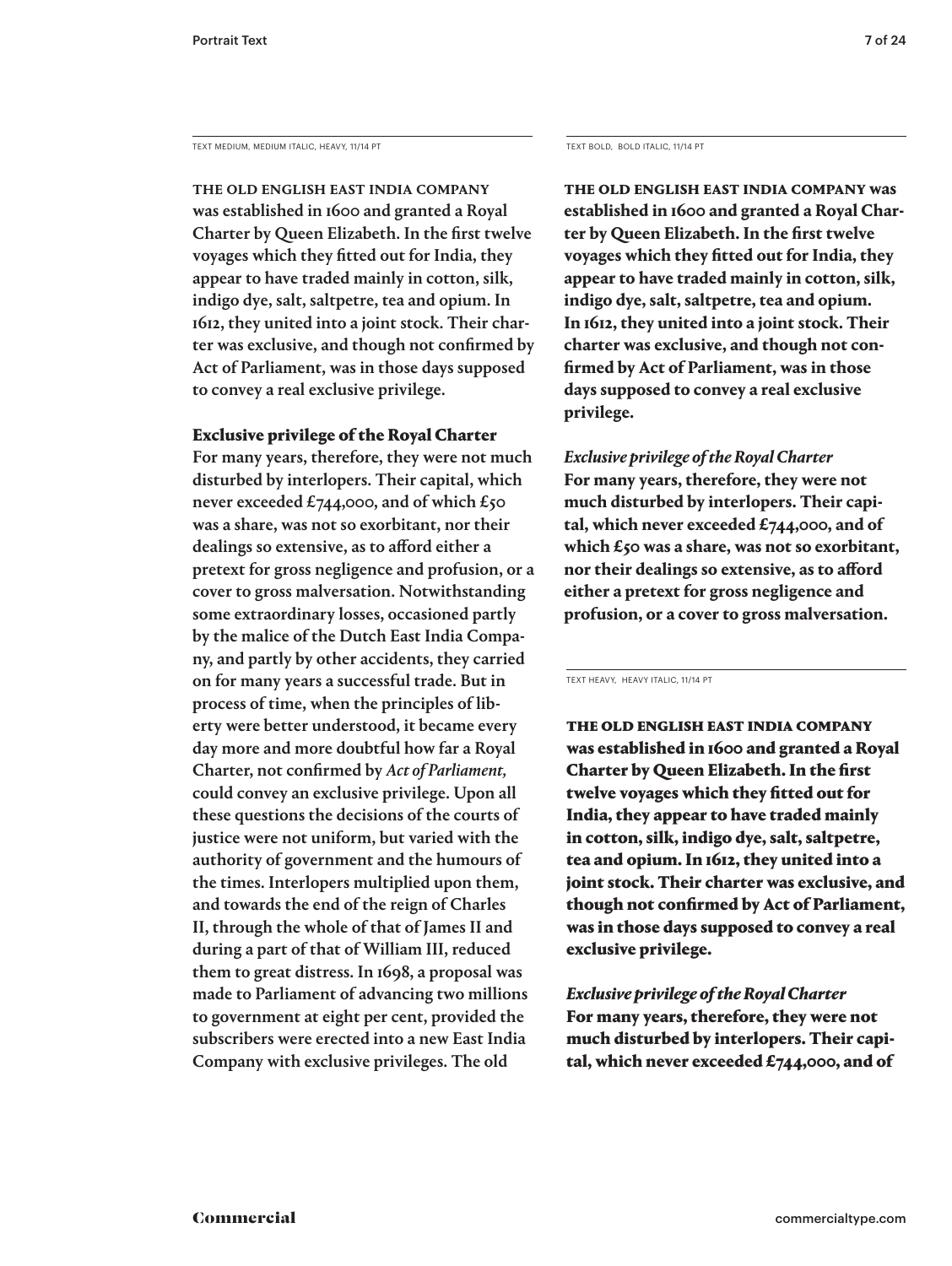TEXT MEDIUM, MEDIUM ITALIC, HEAVY, 11/14 PT

THE OLD ENGLISH EAST INDIA COMPANY was established in 1600 and granted a Royal Charter by Queen Elizabeth. In the first twelve voyages which they fitted out for India, they appear to have traded mainly in cotton, silk, indigo dye, salt, saltpetre, tea and opium. In 1612, they united into a joint stock. Their charter was exclusive, and though not confirmed by Act of Parliament, was in those days supposed to convey a real exclusive privilege.

**Exclusive privilege of the Royal Charter**
For many years, therefore, they were not much disturbed by interlopers. Their capital, which never exceeded £744,000, and of which £50 was a share, was not so exorbitant, nor their dealings so extensive, as to afford either a pretext for gross negligence and profusion, or a cover to gross malversation. Notwithstanding some extraordinary losses, occasioned partly by the malice of the Dutch East India Company, and partly by other accidents, they carried on for many years a successful trade. But in process of time, when the principles of liberty were better understood, it became every day more and more doubtful how far a Royal Charter, not confirmed by *Act of Parliament,* could convey an exclusive privilege. Upon all these questions the decisions of the courts of justice were not uniform, but varied with the authority of government and the humours of the times. Interlopers multiplied upon them, and towards the end of the reign of Charles II, through the whole of that of James II and during a part of that of William III, reduced them to great distress. In 1698, a proposal was made to Parliament of advancing two millions to government at eight per cent, provided the subscribers were erected into a new East India Company with exclusive privileges. The old

TEXT BOLD, BOLD ITALIC, 11/14 PT

**THE OLD ENGLISH EAST INDIA COMPANY was established in 1600 and granted a Royal Charter by Queen Elizabeth. In the first twelve voyages which they fitted out for India, they appear to have traded mainly in cotton, silk, indigo dye, salt, saltpetre, tea and opium. In 1612, they united into a joint stock. Their charter was exclusive, and though not confirmed by Act of Parliament, was in those days supposed to convey a real exclusive privilege.**

***Exclusive privilege of the Royal Charter***
**For many years, therefore, they were not much disturbed by interlopers. Their capital, which never exceeded £744,000, and of which £50 was a share, was not so exorbitant, nor their dealings so extensive, as to afford either a pretext for gross negligence and profusion, or a cover to gross malversation.**

TEXT HEAVY, HEAVY ITALIC, 11/14 PT

**THE OLD ENGLISH EAST INDIA COMPANY was established in 1600 and granted a Royal Charter by Queen Elizabeth. In the first twelve voyages which they fitted out for India, they appear to have traded mainly in cotton, silk, indigo dye, salt, saltpetre, tea and opium. In 1612, they united into a joint stock. Their charter was exclusive, and though not confirmed by Act of Parliament, was in those days supposed to convey a real exclusive privilege.**

***Exclusive privilege of the Royal Charter***
**For many years, therefore, they were not much disturbed by interlopers. Their capital, which never exceeded £744,000, and of**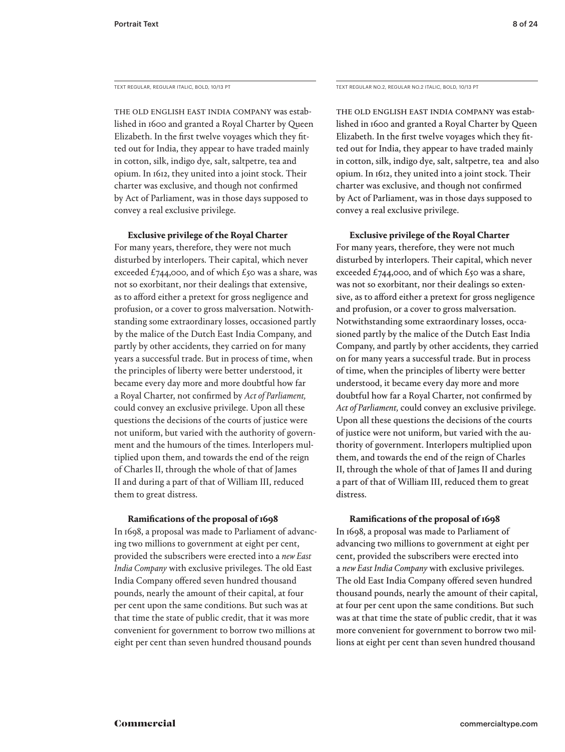TEXT REGULAR, REGULAR ITALIC, BOLD, 10/13 PT

THE OLD ENGLISH EAST INDIA COMPANY was established in 1600 and granted a Royal Charter by Queen Elizabeth. In the first twelve voyages which they fitted out for India, they appear to have traded mainly in cotton, silk, indigo dye, salt, saltpetre, tea and opium. In 1612, they united into a joint stock. Their charter was exclusive, and though not confirmed by Act of Parliament, was in those days supposed to convey a real exclusive privilege.

**Exclusive privilege of the Royal Charter**

For many years, therefore, they were not much disturbed by interlopers. Their capital, which never exceeded £744,000, and of which £50 was a share, was not so exorbitant, nor their dealings that extensive, as to afford either a pretext for gross negligence and profusion, or a cover to gross malversation. Notwithstanding some extraordinary losses, occasioned partly by the malice of the Dutch East India Company, and partly by other accidents, they carried on for many years a successful trade. But in process of time, when the principles of liberty were better understood, it became every day more and more doubtful how far a Royal Charter, not confirmed by *Act of Parliament,* could convey an exclusive privilege. Upon all these questions the decisions of the courts of justice were not uniform, but varied with the authority of government and the humours of the times. Interlopers multiplied upon them, and towards the end of the reign of Charles II, through the whole of that of James II and during a part of that of William III, reduced them to great distress.

**Ramifications of the proposal of 1698**

In 1698, a proposal was made to Parliament of advancing two millions to government at eight per cent, provided the subscribers were erected into a *new East India Company* with exclusive privileges. The old East India Company offered seven hundred thousand pounds, nearly the amount of their capital, at four per cent upon the same conditions. But such was at that time the state of public credit, that it was more convenient for government to borrow two millions at eight per cent than seven hundred thousand pounds

TEXT REGULAR NO.2, REGULAR NO.2 ITALIC, BOLD, 10/13 PT

THE OLD ENGLISH EAST INDIA COMPANY was established in 1600 and granted a Royal Charter by Queen Elizabeth. In the first twelve voyages which they fitted out for India, they appear to have traded mainly in cotton, silk, indigo dye, salt, saltpetre, tea and also opium. In 1612, they united into a joint stock. Their charter was exclusive, and though not confirmed by Act of Parliament, was in those days supposed to convey a real exclusive privilege.

**Exclusive privilege of the Royal Charter**

For many years, therefore, they were not much disturbed by interlopers. Their capital, which never exceeded £744,000, and of which £50 was a share, was not so exorbitant, nor their dealings so extensive, as to afford either a pretext for gross negligence and profusion, or a cover to gross malversation. Notwithstanding some extraordinary losses, occasioned partly by the malice of the Dutch East India Company, and partly by other accidents, they carried on for many years a successful trade. But in process of time, when the principles of liberty were better understood, it became every day more and more doubtful how far a Royal Charter, not confirmed by *Act of Parliament,* could convey an exclusive privilege. Upon all these questions the decisions of the courts of justice were not uniform, but varied with the authority of government. Interlopers multiplied upon them, and towards the end of the reign of Charles II, through the whole of that of James II and during a part of that of William III, reduced them to great distress.

**Ramifications of the proposal of 1698**

In 1698, a proposal was made to Parliament of advancing two millions to government at eight per cent, provided the subscribers were erected into a *new East India Company* with exclusive privileges. The old East India Company offered seven hundred thousand pounds, nearly the amount of their capital, at four per cent upon the same conditions. But such was at that time the state of public credit, that it was more convenient for government to borrow two millions at eight per cent than seven hundred thousand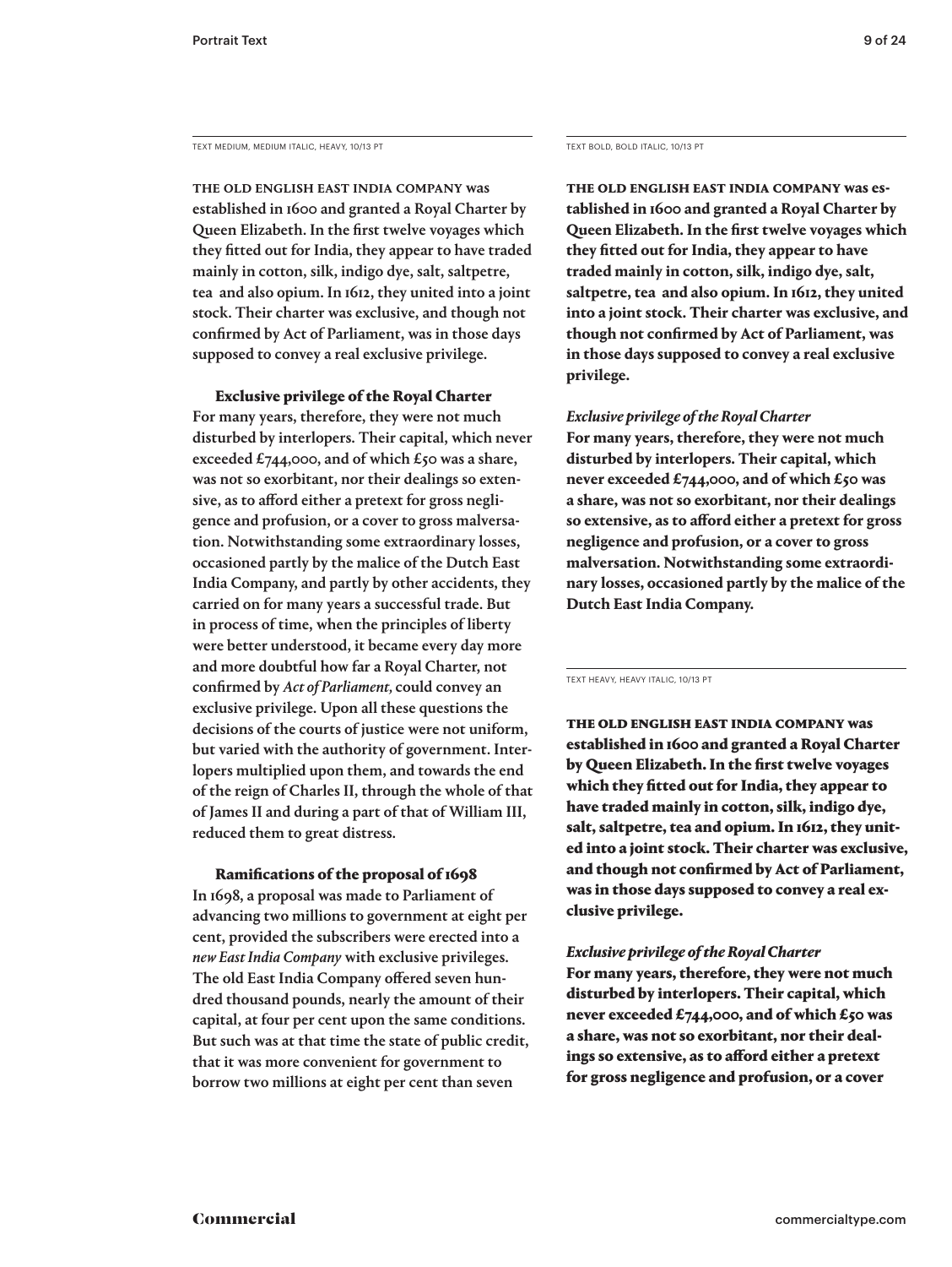TEXT MEDIUM, MEDIUM ITALIC, HEAVY, 10/13 PT

THE OLD ENGLISH EAST INDIA COMPANY was established in 1600 and granted a Royal Charter by Queen Elizabeth. In the first twelve voyages which they fitted out for India, they appear to have traded mainly in cotton, silk, indigo dye, salt, saltpetre, tea and also opium. In 1612, they united into a joint stock. Their charter was exclusive, and though not confirmed by Act of Parliament, was in those days supposed to convey a real exclusive privilege.

**Exclusive privilege of the Royal Charter**
For many years, therefore, they were not much disturbed by interlopers. Their capital, which never exceeded £744,000, and of which £50 was a share, was not so exorbitant, nor their dealings so extensive, as to afford either a pretext for gross negligence and profusion, or a cover to gross malversation. Notwithstanding some extraordinary losses, occasioned partly by the malice of the Dutch East India Company, and partly by other accidents, they carried on for many years a successful trade. But in process of time, when the principles of liberty were better understood, it became every day more and more doubtful how far a Royal Charter, not confirmed by *Act of Parliament,* could convey an exclusive privilege. Upon all these questions the decisions of the courts of justice were not uniform, but varied with the authority of government. Interlopers multiplied upon them, and towards the end of the reign of Charles II, through the whole of that of James II and during a part of that of William III, reduced them to great distress.

**Ramifications of the proposal of 1698**
In 1698, a proposal was made to Parliament of advancing two millions to government at eight per cent, provided the subscribers were erected into a *new East India Company* with exclusive privileges. The old East India Company offered seven hundred thousand pounds, nearly the amount of their capital, at four per cent upon the same conditions. But such was at that time the state of public credit, that it was more convenient for government to borrow two millions at eight per cent than seven

TEXT BOLD, BOLD ITALIC, 10/13 PT

**THE OLD ENGLISH EAST INDIA COMPANY was established in 1600 and granted a Royal Charter by Queen Elizabeth. In the first twelve voyages which they fitted out for India, they appear to have traded mainly in cotton, silk, indigo dye, salt, saltpetre, tea and also opium. In 1612, they united into a joint stock. Their charter was exclusive, and though not confirmed by Act of Parliament, was in those days supposed to convey a real exclusive privilege.**

***Exclusive privilege of the Royal Charter***
**For many years, therefore, they were not much disturbed by interlopers. Their capital, which never exceeded £744,000, and of which £50 was a share, was not so exorbitant, nor their dealings so extensive, as to afford either a pretext for gross negligence and profusion, or a cover to gross malversation. Notwithstanding some extraordinary losses, occasioned partly by the malice of the Dutch East India Company.**

TEXT HEAVY, HEAVY ITALIC, 10/13 PT

**THE OLD ENGLISH EAST INDIA COMPANY was established in 1600 and granted a Royal Charter by Queen Elizabeth. In the first twelve voyages which they fitted out for India, they appear to have traded mainly in cotton, silk, indigo dye, salt, saltpetre, tea and opium. In 1612, they united into a joint stock. Their charter was exclusive, and though not confirmed by Act of Parliament, was in those days supposed to convey a real exclusive privilege.**

***Exclusive privilege of the Royal Charter***
**For many years, therefore, they were not much disturbed by interlopers. Their capital, which never exceeded £744,000, and of which £50 was a share, was not so exorbitant, nor their dealings so extensive, as to afford either a pretext for gross negligence and profusion, or a cover**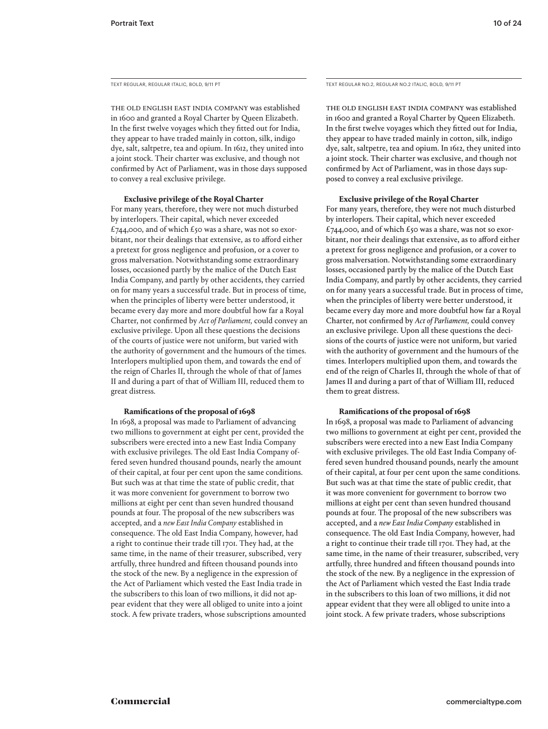TEXT REGULAR, REGULAR ITALIC, BOLD, 9/11 PT

THE OLD ENGLISH EAST INDIA COMPANY was established in 1600 and granted a Royal Charter by Queen Elizabeth. In the first twelve voyages which they fitted out for India, they appear to have traded mainly in cotton, silk, indigo dye, salt, saltpetre, tea and opium. In 1612, they united into a joint stock. Their charter was exclusive, and though not confirmed by Act of Parliament, was in those days supposed to convey a real exclusive privilege.

**Exclusive privilege of the Royal Charter**

For many years, therefore, they were not much disturbed by interlopers. Their capital, which never exceeded £744,000, and of which £50 was a share, was not so exorbitant, nor their dealings that extensive, as to afford either a pretext for gross negligence and profusion, or a cover to gross malversation. Notwithstanding some extraordinary losses, occasioned partly by the malice of the Dutch East India Company, and partly by other accidents, they carried on for many years a successful trade. But in process of time, when the principles of liberty were better understood, it became every day more and more doubtful how far a Royal Charter, not confirmed by *Act of Parliament,* could convey an exclusive privilege. Upon all these questions the decisions of the courts of justice were not uniform, but varied with the authority of government and the humours of the times. Interlopers multiplied upon them, and towards the end of the reign of Charles II, through the whole of that of James II and during a part of that of William III, reduced them to great distress.

**Ramifications of the proposal of 1698**

In 1698, a proposal was made to Parliament of advancing two millions to government at eight per cent, provided the subscribers were erected into a new East India Company with exclusive privileges. The old East India Company offered seven hundred thousand pounds, nearly the amount of their capital, at four per cent upon the same conditions. But such was at that time the state of public credit, that it was more convenient for government to borrow two millions at eight per cent than seven hundred thousand pounds at four. The proposal of the new subscribers was accepted, and a *new East India Company* established in consequence. The old East India Company, however, had a right to continue their trade till 1701. They had, at the same time, in the name of their treasurer, subscribed, very artfully, three hundred and fifteen thousand pounds into the stock of the new. By a negligence in the expression of the Act of Parliament which vested the East India trade in the subscribers to this loan of two millions, it did not appear evident that they were all obliged to unite into a joint stock. A few private traders, whose subscriptions amounted

TEXT REGULAR NO.2, REGULAR NO.2 ITALIC, BOLD, 9/11 PT

THE OLD ENGLISH EAST INDIA COMPANY was established in 1600 and granted a Royal Charter by Queen Elizabeth. In the first twelve voyages which they fitted out for India, they appear to have traded mainly in cotton, silk, indigo dye, salt, saltpetre, tea and opium. In 1612, they united into a joint stock. Their charter was exclusive, and though not confirmed by Act of Parliament, was in those days supposed to convey a real exclusive privilege.

**Exclusive privilege of the Royal Charter**

For many years, therefore, they were not much disturbed by interlopers. Their capital, which never exceeded £744,000, and of which £50 was a share, was not so exorbitant, nor their dealings that extensive, as to afford either a pretext for gross negligence and profusion, or a cover to gross malversation. Notwithstanding some extraordinary losses, occasioned partly by the malice of the Dutch East India Company, and partly by other accidents, they carried on for many years a successful trade. But in process of time, when the principles of liberty were better understood, it became every day more and more doubtful how far a Royal Charter, not confirmed by *Act of Parliament,* could convey an exclusive privilege. Upon all these questions the decisions of the courts of justice were not uniform, but varied with the authority of government and the humours of the times. Interlopers multiplied upon them, and towards the end of the reign of Charles II, through the whole of that of James II and during a part of that of William III, reduced them to great distress.

**Ramifications of the proposal of 1698**

In 1698, a proposal was made to Parliament of advancing two millions to government at eight per cent, provided the subscribers were erected into a new East India Company with exclusive privileges. The old East India Company offered seven hundred thousand pounds, nearly the amount of their capital, at four per cent upon the same conditions. But such was at that time the state of public credit, that it was more convenient for government to borrow two millions at eight per cent than seven hundred thousand pounds at four. The proposal of the new subscribers was accepted, and a *new East India Company* established in consequence. The old East India Company, however, had a right to continue their trade till 1701. They had, at the same time, in the name of their treasurer, subscribed, very artfully, three hundred and fifteen thousand pounds into the stock of the new. By a negligence in the expression of the Act of Parliament which vested the East India trade in the subscribers to this loan of two millions, it did not appear evident that they were all obliged to unite into a joint stock. A few private traders, whose subscriptions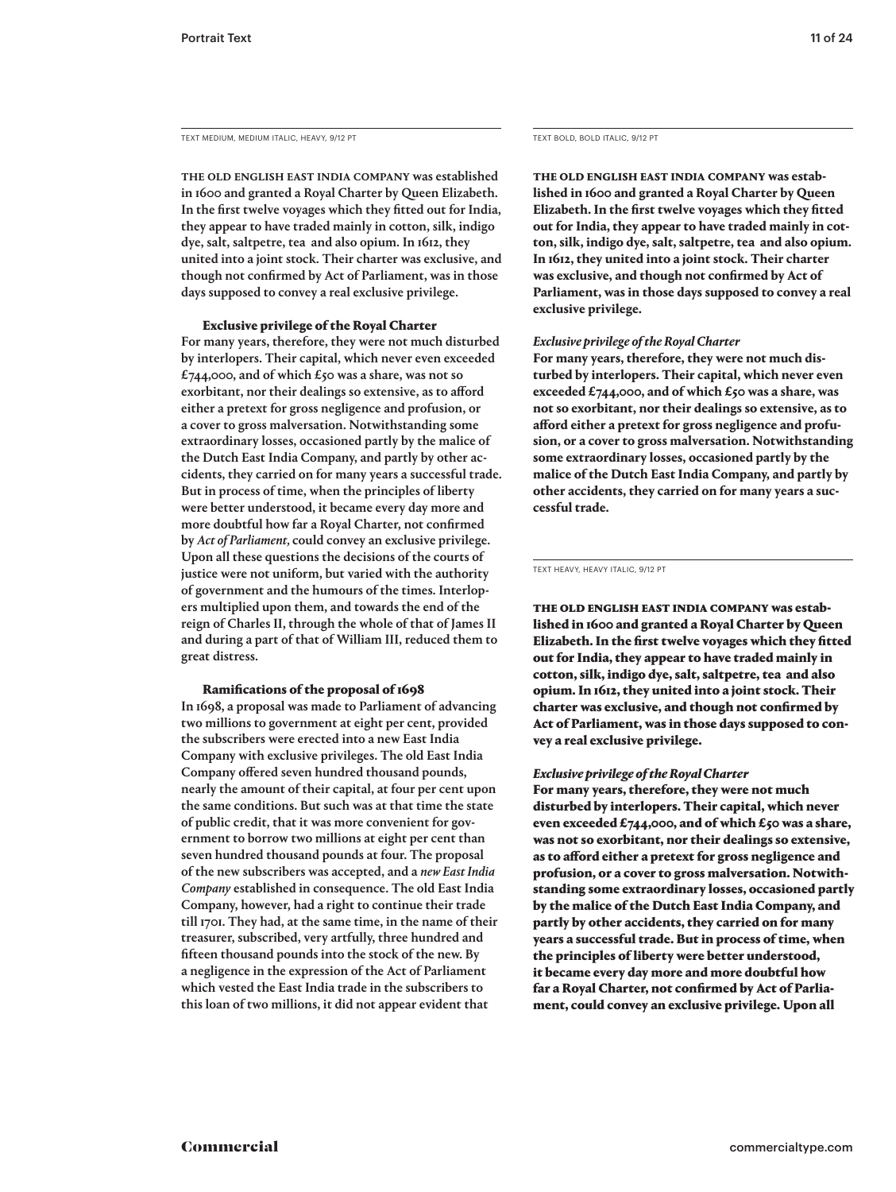TEXT MEDIUM, MEDIUM ITALIC, HEAVY, 9/12 PT

**THE OLD ENGLISH EAST INDIA COMPANY** was established in 1600 and granted a Royal Charter by Queen Elizabeth. In the first twelve voyages which they fitted out for India, they appear to have traded mainly in cotton, silk, indigo dye, salt, saltpetre, tea and also opium. In 1612, they united into a joint stock. Their charter was exclusive, and though not confirmed by Act of Parliament, was in those days supposed to convey a real exclusive privilege.

**Exclusive privilege of the Royal Charter**

For many years, therefore, they were not much disturbed by interlopers. Their capital, which never even exceeded £744,000, and of which £50 was a share, was not so exorbitant, nor their dealings so extensive, as to afford either a pretext for gross negligence and profusion, or a cover to gross malversation. Notwithstanding some extraordinary losses, occasioned partly by the malice of the Dutch East India Company, and partly by other accidents, they carried on for many years a successful trade. But in process of time, when the principles of liberty were better understood, it became every day more and more doubtful how far a Royal Charter, not confirmed by *Act of Parliament*, could convey an exclusive privilege. Upon all these questions the decisions of the courts of justice were not uniform, but varied with the authority of government and the humours of the times. Interlopers multiplied upon them, and towards the end of the reign of Charles II, through the whole of that of James II and during a part of that of William III, reduced them to great distress.

**Ramifications of the proposal of 1698**

In 1698, a proposal was made to Parliament of advancing two millions to government at eight per cent, provided the subscribers were erected into a new East India Company with exclusive privileges. The old East India Company offered seven hundred thousand pounds, nearly the amount of their capital, at four per cent upon the same conditions. But such was at that time the state of public credit, that it was more convenient for government to borrow two millions at eight per cent than seven hundred thousand pounds at four. The proposal of the new subscribers was accepted, and a *new East India Company* established in consequence. The old East India Company, however, had a right to continue their trade till 1701. They had, at the same time, in the name of their treasurer, subscribed, very artfully, three hundred and fifteen thousand pounds into the stock of the new. By a negligence in the expression of the Act of Parliament which vested the East India trade in the subscribers to this loan of two millions, it did not appear evident that

TEXT BOLD, BOLD ITALIC, 9/12 PT

**THE OLD ENGLISH EAST INDIA COMPANY was established in 1600 and granted a Royal Charter by Queen Elizabeth. In the first twelve voyages which they fitted out for India, they appear to have traded mainly in cotton, silk, indigo dye, salt, saltpetre, tea and also opium. In 1612, they united into a joint stock. Their charter was exclusive, and though not confirmed by Act of Parliament, was in those days supposed to convey a real exclusive privilege.**

***Exclusive privilege of the Royal Charter***

**For many years, therefore, they were not much disturbed by interlopers. Their capital, which never even exceeded £744,000, and of which £50 was a share, was not so exorbitant, nor their dealings so extensive, as to afford either a pretext for gross negligence and profusion, or a cover to gross malversation. Notwithstanding some extraordinary losses, occasioned partly by the malice of the Dutch East India Company, and partly by other accidents, they carried on for many years a successful trade.**

TEXT HEAVY, HEAVY ITALIC, 9/12 PT

**THE OLD ENGLISH EAST INDIA COMPANY was established in 1600 and granted a Royal Charter by Queen Elizabeth. In the first twelve voyages which they fitted out for India, they appear to have traded mainly in cotton, silk, indigo dye, salt, saltpetre, tea and also opium. In 1612, they united into a joint stock. Their charter was exclusive, and though not confirmed by Act of Parliament, was in those days supposed to convey a real exclusive privilege.**

***Exclusive privilege of the Royal Charter***

**For many years, therefore, they were not much disturbed by interlopers. Their capital, which never even exceeded £744,000, and of which £50 was a share, was not so exorbitant, nor their dealings so extensive, as to afford either a pretext for gross negligence and profusion, or a cover to gross malversation. Notwithstanding some extraordinary losses, occasioned partly by the malice of the Dutch East India Company, and partly by other accidents, they carried on for many years a successful trade. But in process of time, when the principles of liberty were better understood, it became every day more and more doubtful how far a Royal Charter, not confirmed by Act of Parliament, could convey an exclusive privilege. Upon all**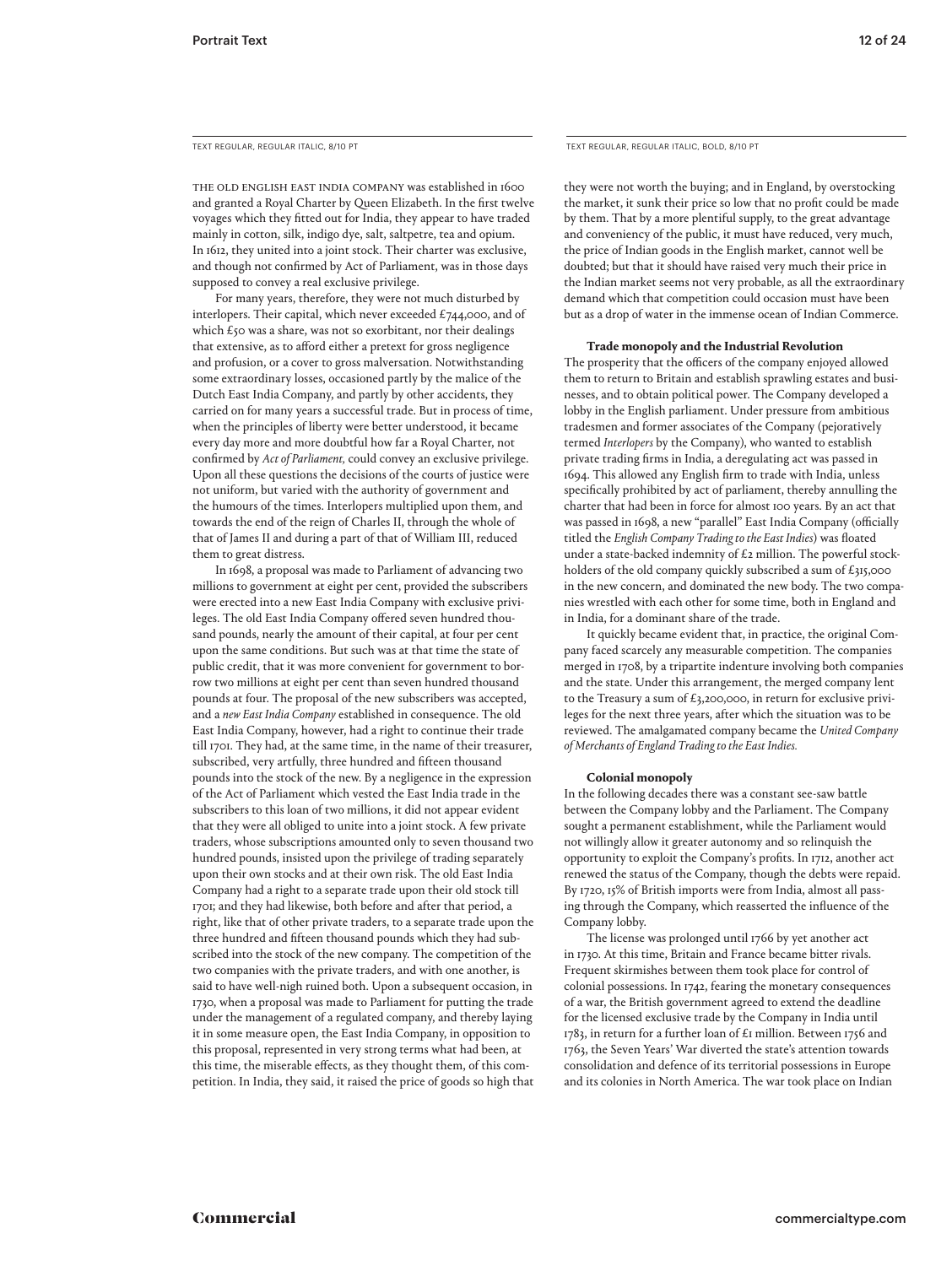TEXT REGULAR, REGULAR ITALIC, 8/10 PT

THE OLD ENGLISH EAST INDIA COMPANY was established in 1600 and granted a Royal Charter by Queen Elizabeth. In the first twelve voyages which they fitted out for India, they appear to have traded mainly in cotton, silk, indigo dye, salt, saltpetre, tea and opium. In 1612, they united into a joint stock. Their charter was exclusive, and though not confirmed by Act of Parliament, was in those days supposed to convey a real exclusive privilege.

For many years, therefore, they were not much disturbed by interlopers. Their capital, which never exceeded £744,000, and of which £50 was a share, was not so exorbitant, nor their dealings that extensive, as to afford either a pretext for gross negligence and profusion, or a cover to gross malversation. Notwithstanding some extraordinary losses, occasioned partly by the malice of the Dutch East India Company, and partly by other accidents, they carried on for many years a successful trade. But in process of time, when the principles of liberty were better understood, it became every day more and more doubtful how far a Royal Charter, not confirmed by *Act of Parliament,* could convey an exclusive privilege. Upon all these questions the decisions of the courts of justice were not uniform, but varied with the authority of government and the humours of the times. Interlopers multiplied upon them, and towards the end of the reign of Charles II, through the whole of that of James II and during a part of that of William III, reduced them to great distress.

In 1698, a proposal was made to Parliament of advancing two millions to government at eight per cent, provided the subscribers were erected into a new East India Company with exclusive privileges. The old East India Company offered seven hundred thousand pounds, nearly the amount of their capital, at four per cent upon the same conditions. But such was at that time the state of public credit, that it was more convenient for government to borrow two millions at eight per cent than seven hundred thousand pounds at four. The proposal of the new subscribers was accepted, and a *new East India Company* established in consequence. The old East India Company, however, had a right to continue their trade till 1701. They had, at the same time, in the name of their treasurer, subscribed, very artfully, three hundred and fifteen thousand pounds into the stock of the new. By a negligence in the expression of the Act of Parliament which vested the East India trade in the subscribers to this loan of two millions, it did not appear evident that they were all obliged to unite into a joint stock. A few private traders, whose subscriptions amounted only to seven thousand two hundred pounds, insisted upon the privilege of trading separately upon their own stocks and at their own risk. The old East India Company had a right to a separate trade upon their old stock till 1701; and they had likewise, both before and after that period, a right, like that of other private traders, to a separate trade upon the three hundred and fifteen thousand pounds which they had subscribed into the stock of the new company. The competition of the two companies with the private traders, and with one another, is said to have well-nigh ruined both. Upon a subsequent occasion, in 1730, when a proposal was made to Parliament for putting the trade under the management of a regulated company, and thereby laying it in some measure open, the East India Company, in opposition to this proposal, represented in very strong terms what had been, at this time, the miserable effects, as they thought them, of this competition. In India, they said, it raised the price of goods so high that they were not worth the buying; and in England, by overstocking the market, it sunk their price so low that no profit could be made by them. That by a more plentiful supply, to the great advantage and conveniency of the public, it must have reduced, very much, the price of Indian goods in the English market, cannot well be doubted; but that it should have raised very much their price in the Indian market seems not very probable, as all the extraordinary demand which that competition could occasion must have been but as a drop of water in the immense ocean of Indian Commerce.

TEXT REGULAR, REGULAR ITALIC, BOLD, 8/10 PT

**Trade monopoly and the Industrial Revolution**

The prosperity that the officers of the company enjoyed allowed them to return to Britain and establish sprawling estates and businesses, and to obtain political power. The Company developed a lobby in the English parliament. Under pressure from ambitious tradesmen and former associates of the Company (pejoratively termed *Interlopers* by the Company), who wanted to establish private trading firms in India, a deregulating act was passed in 1694. This allowed any English firm to trade with India, unless specifically prohibited by act of parliament, thereby annulling the charter that had been in force for almost 100 years. By an act that was passed in 1698, a new "parallel" East India Company (officially titled the *English Company Trading to the East Indies*) was floated under a state-backed indemnity of £2 million. The powerful stockholders of the old company quickly subscribed a sum of £315,000 in the new concern, and dominated the new body. The two companies wrestled with each other for some time, both in England and in India, for a dominant share of the trade.

It quickly became evident that, in practice, the original Company faced scarcely any measurable competition. The companies merged in 1708, by a tripartite indenture involving both companies and the state. Under this arrangement, the merged company lent to the Treasury a sum of £3,200,000, in return for exclusive privileges for the next three years, after which the situation was to be reviewed. The amalgamated company became the *United Company of Merchants of England Trading to the East Indies.*

**Colonial monopoly**

In the following decades there was a constant see-saw battle between the Company lobby and the Parliament. The Company sought a permanent establishment, while the Parliament would not willingly allow it greater autonomy and so relinquish the opportunity to exploit the Company's profits. In 1712, another act renewed the status of the Company, though the debts were repaid. By 1720, 15% of British imports were from India, almost all passing through the Company, which reasserted the influence of the Company lobby.

The license was prolonged until 1766 by yet another act in 1730. At this time, Britain and France became bitter rivals. Frequent skirmishes between them took place for control of colonial possessions. In 1742, fearing the monetary consequences of a war, the British government agreed to extend the deadline for the licensed exclusive trade by the Company in India until 1783, in return for a further loan of £1 million. Between 1756 and 1763, the Seven Years' War diverted the state's attention towards consolidation and defence of its territorial possessions in Europe and its colonies in North America. The war took place on Indian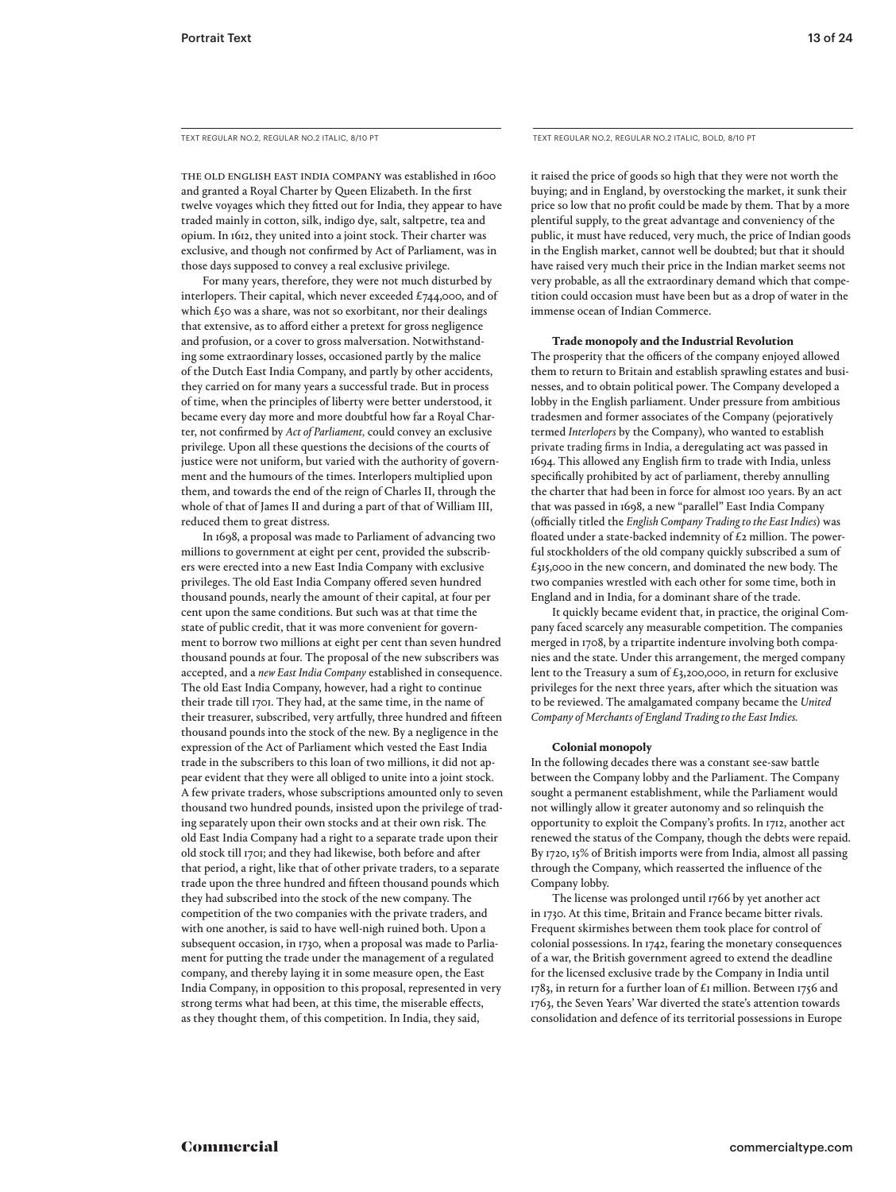TEXT REGULAR NO.2, REGULAR NO.2 ITALIC, 8/10 PT

THE OLD ENGLISH EAST INDIA COMPANY was established in 1600 and granted a Royal Charter by Queen Elizabeth. In the first twelve voyages which they fitted out for India, they appear to have traded mainly in cotton, silk, indigo dye, salt, saltpetre, tea and opium. In 1612, they united into a joint stock. Their charter was exclusive, and though not confirmed by Act of Parliament, was in those days supposed to convey a real exclusive privilege.

For many years, therefore, they were not much disturbed by interlopers. Their capital, which never exceeded £744,000, and of which £50 was a share, was not so exorbitant, nor their dealings that extensive, as to afford either a pretext for gross negligence and profusion, or a cover to gross malversation. Notwithstanding some extraordinary losses, occasioned partly by the malice of the Dutch East India Company, and partly by other accidents, they carried on for many years a successful trade. But in process of time, when the principles of liberty were better understood, it became every day more and more doubtful how far a Royal Charter, not confirmed by *Act of Parliament,* could convey an exclusive privilege. Upon all these questions the decisions of the courts of justice were not uniform, but varied with the authority of government and the humours of the times. Interlopers multiplied upon them, and towards the end of the reign of Charles II, through the whole of that of James II and during a part of that of William III, reduced them to great distress.

In 1698, a proposal was made to Parliament of advancing two millions to government at eight per cent, provided the subscribers were erected into a new East India Company with exclusive privileges. The old East India Company offered seven hundred thousand pounds, nearly the amount of their capital, at four per cent upon the same conditions. But such was at that time the state of public credit, that it was more convenient for government to borrow two millions at eight per cent than seven hundred thousand pounds at four. The proposal of the new subscribers was accepted, and a *new East India Company* established in consequence. The old East India Company, however, had a right to continue their trade till 1701. They had, at the same time, in the name of their treasurer, subscribed, very artfully, three hundred and fifteen thousand pounds into the stock of the new. By a negligence in the expression of the Act of Parliament which vested the East India trade in the subscribers to this loan of two millions, it did not appear evident that they were all obliged to unite into a joint stock. A few private traders, whose subscriptions amounted only to seven thousand two hundred pounds, insisted upon the privilege of trading separately upon their own stocks and at their own risk. The old East India Company had a right to a separate trade upon their old stock till 1701; and they had likewise, both before and after that period, a right, like that of other private traders, to a separate trade upon the three hundred and fifteen thousand pounds which they had subscribed into the stock of the new company. The competition of the two companies with the private traders, and with one another, is said to have well-nigh ruined both. Upon a subsequent occasion, in 1730, when a proposal was made to Parliament for putting the trade under the management of a regulated company, and thereby laying it in some measure open, the East India Company, in opposition to this proposal, represented in very strong terms what had been, at this time, the miserable effects, as they thought them, of this competition. In India, they said, it raised the price of goods so high that they were not worth the buying; and in England, by overstocking the market, it sunk their price so low that no profit could be made by them. That by a more plentiful supply, to the great advantage and conveniency of the public, it must have reduced, very much, the price of Indian goods in the English market, cannot well be doubted; but that it should have raised very much their price in the Indian market seems not very probable, as all the extraordinary demand which that competition could occasion must have been but as a drop of water in the immense ocean of Indian Commerce.

TEXT REGULAR NO.2, REGULAR NO.2 ITALIC, BOLD, 8/10 PT

**Trade monopoly and the Industrial Revolution**

The prosperity that the officers of the company enjoyed allowed them to return to Britain and establish sprawling estates and businesses, and to obtain political power. The Company developed a lobby in the English parliament. Under pressure from ambitious tradesmen and former associates of the Company (pejoratively termed *Interlopers* by the Company), who wanted to establish private trading firms in India, a deregulating act was passed in 1694. This allowed any English firm to trade with India, unless specifically prohibited by act of parliament, thereby annulling the charter that had been in force for almost 100 years. By an act that was passed in 1698, a new "parallel" East India Company (officially titled the *English Company Trading to the East Indies*) was floated under a state-backed indemnity of £2 million. The powerful stockholders of the old company quickly subscribed a sum of £315,000 in the new concern, and dominated the new body. The two companies wrestled with each other for some time, both in England and in India, for a dominant share of the trade.

It quickly became evident that, in practice, the original Company faced scarcely any measurable competition. The companies merged in 1708, by a tripartite indenture involving both companies and the state. Under this arrangement, the merged company lent to the Treasury a sum of £3,200,000, in return for exclusive privileges for the next three years, after which the situation was to be reviewed. The amalgamated company became the *United Company of Merchants of England Trading to the East Indies.*

**Colonial monopoly**

In the following decades there was a constant see-saw battle between the Company lobby and the Parliament. The Company sought a permanent establishment, while the Parliament would not willingly allow it greater autonomy and so relinquish the opportunity to exploit the Company's profits. In 1712, another act renewed the status of the Company, though the debts were repaid. By 1720, 15% of British imports were from India, almost all passing through the Company, which reasserted the influence of the Company lobby.

The license was prolonged until 1766 by yet another act in 1730. At this time, Britain and France became bitter rivals. Frequent skirmishes between them took place for control of colonial possessions. In 1742, fearing the monetary consequences of a war, the British government agreed to extend the deadline for the licensed exclusive trade by the Company in India until 1783, in return for a further loan of £1 million. Between 1756 and 1763, the Seven Years' War diverted the state's attention towards consolidation and defence of its territorial possessions in Europe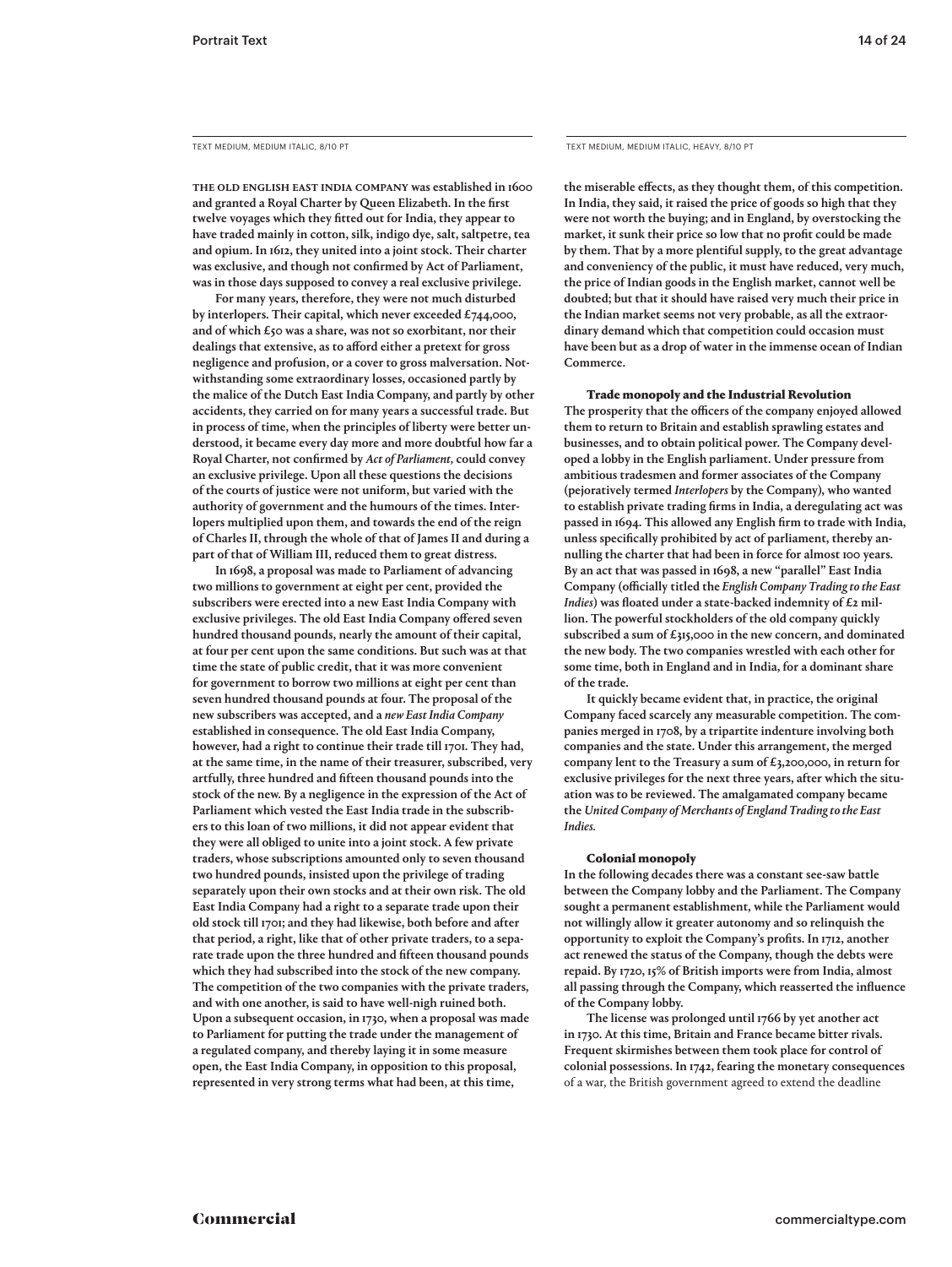TEXT MEDIUM, MEDIUM ITALIC, 8/10 PT

**THE OLD ENGLISH EAST INDIA COMPANY was established in 1600 and granted a Royal Charter by Queen Elizabeth. In the first twelve voyages which they fitted out for India, they appear to have traded mainly in cotton, silk, indigo dye, salt, saltpetre, tea and opium. In 1612, they united into a joint stock. Their charter was exclusive, and though not confirmed by Act of Parliament, was in those days supposed to convey a real exclusive privilege.**

**For many years, therefore, they were not much disturbed by interlopers. Their capital, which never exceeded £744,000, and of which £50 was a share, was not so exorbitant, nor their dealings that extensive, as to afford either a pretext for gross negligence and profusion, or a cover to gross malversation. Notwithstanding some extraordinary losses, occasioned partly by the malice of the Dutch East India Company, and partly by other accidents, they carried on for many years a successful trade. But in process of time, when the principles of liberty were better understood, it became every day more and more doubtful how far a Royal Charter, not confirmed by *Act of Parliament,* could convey an exclusive privilege. Upon all these questions the decisions of the courts of justice were not uniform, but varied with the authority of government and the humours of the times. Interlopers multiplied upon them, and towards the end of the reign of Charles II, through the whole of that of James II and during a part of that of William III, reduced them to great distress.**

**In 1698, a proposal was made to Parliament of advancing two millions to government at eight per cent, provided the subscribers were erected into a new East India Company with exclusive privileges. The old East India Company offered seven hundred thousand pounds, nearly the amount of their capital, at four per cent upon the same conditions. But such was at that time the state of public credit, that it was more convenient for government to borrow two millions at eight per cent than seven hundred thousand pounds at four. The proposal of the new subscribers was accepted, and a *new East India Company* established in consequence. The old East India Company, however, had a right to continue their trade till 1701. They had, at the same time, in the name of their treasurer, subscribed, very artfully, three hundred and fifteen thousand pounds into the stock of the new. By a negligence in the expression of the Act of Parliament which vested the East India trade in the subscribers to this loan of two millions, it did not appear evident that they were all obliged to unite into a joint stock. A few private traders, whose subscriptions amounted only to seven thousand two hundred pounds, insisted upon the privilege of trading separately upon their own stocks and at their own risk. The old East India Company had a right to a separate trade upon their old stock till 1701; and they had likewise, both before and after that period, a right, like that of other private traders, to a separate trade upon the three hundred and fifteen thousand pounds which they had subscribed into the stock of the new company. The competition of the two companies with the private traders, and with one another, is said to have well-nigh ruined both. Upon a subsequent occasion, in 1730, when a proposal was made to Parliament for putting the trade under the management of a regulated company, and thereby laying it in some measure open, the East India Company, in opposition to this proposal, represented in very strong terms what had been, at this time,**

TEXT MEDIUM, MEDIUM ITALIC, HEAVY, 8/10 PT

**the miserable effects, as they thought them, of this competition. In India, they said, it raised the price of goods so high that they were not worth the buying; and in England, by overstocking the market, it sunk their price so low that no profit could be made by them. That by a more plentiful supply, to the great advantage and conveniency of the public, it must have reduced, very much, the price of Indian goods in the English market, cannot well be doubted; but that it should have raised very much their price in the Indian market seems not very probable, as all the extraordinary demand which that competition could occasion must have been but as a drop of water in the immense ocean of Indian Commerce.**

### Trade monopoly and the Industrial Revolution

**The prosperity that the officers of the company enjoyed allowed them to return to Britain and establish sprawling estates and businesses, and to obtain political power. The Company developed a lobby in the English parliament. Under pressure from ambitious tradesmen and former associates of the Company (pejoratively termed *Interlopers* by the Company), who wanted to establish private trading firms in India, a deregulating act was passed in 1694. This allowed any English firm to trade with India, unless specifically prohibited by act of parliament, thereby annulling the charter that had been in force for almost 100 years. By an act that was passed in 1698, a new "parallel" East India Company (officially titled the *English Company Trading to the East Indies*) was floated under a state-backed indemnity of £2 million. The powerful stockholders of the old company quickly subscribed a sum of £315,000 in the new concern, and dominated the new body. The two companies wrestled with each other for some time, both in England and in India, for a dominant share of the trade.**

**It quickly became evident that, in practice, the original Company faced scarcely any measurable competition. The companies merged in 1708, by a tripartite indenture involving both companies and the state. Under this arrangement, the merged company lent to the Treasury a sum of £3,200,000, in return for exclusive privileges for the next three years, after which the situation was to be reviewed. The amalgamated company became the *United Company of Merchants of England Trading to the East Indies.***

### Colonial monopoly

**In the following decades there was a constant see-saw battle between the Company lobby and the Parliament. The Company sought a permanent establishment, while the Parliament would not willingly allow it greater autonomy and so relinquish the opportunity to exploit the Company's profits. In 1712, another act renewed the status of the Company, though the debts were repaid. By 1720, 15% of British imports were from India, almost all passing through the Company, which reasserted the influence of the Company lobby.**

**The license was prolonged until 1766 by yet another act in 1730. At this time, Britain and France became bitter rivals. Frequent skirmishes between them took place for control of colonial possessions. In 1742, fearing the monetary consequences** of a war, the British government agreed to extend the deadline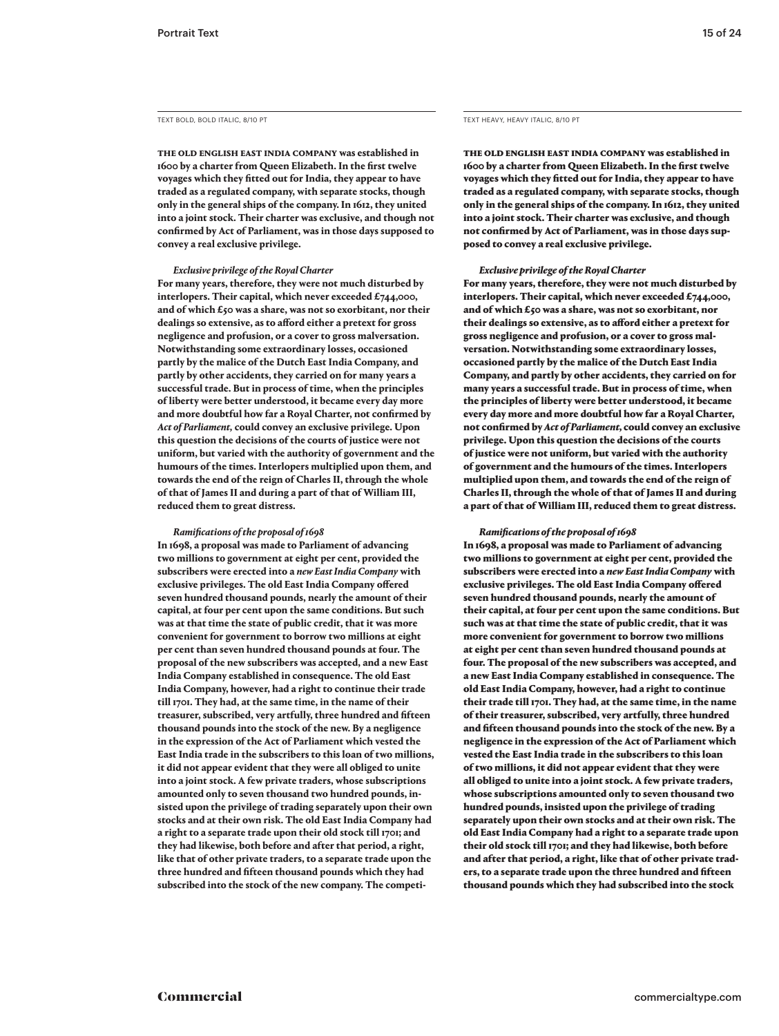TEXT BOLD, BOLD ITALIC, 8/10 PT

**THE OLD ENGLISH EAST INDIA COMPANY was established in 1600 by a charter from Queen Elizabeth. In the first twelve voyages which they fitted out for India, they appear to have traded as a regulated company, with separate stocks, though only in the general ships of the company. In 1612, they united into a joint stock. Their charter was exclusive, and though not confirmed by Act of Parliament, was in those days supposed to convey a real exclusive privilege.**

***Exclusive privilege of the Royal Charter***

**For many years, therefore, they were not much disturbed by interlopers. Their capital, which never exceeded £744,000, and of which £50 was a share, was not so exorbitant, nor their dealings so extensive, as to afford either a pretext for gross negligence and profusion, or a cover to gross malversation. Notwithstanding some extraordinary losses, occasioned partly by the malice of the Dutch East India Company, and partly by other accidents, they carried on for many years a successful trade. But in process of time, when the principles of liberty were better understood, it became every day more and more doubtful how far a Royal Charter, not confirmed by *Act of Parliament,* could convey an exclusive privilege. Upon this question the decisions of the courts of justice were not uniform, but varied with the authority of government and the humours of the times. Interlopers multiplied upon them, and towards the end of the reign of Charles II, through the whole of that of James II and during a part of that of William III, reduced them to great distress.**

***Ramifications of the proposal of 1698***

**In 1698, a proposal was made to Parliament of advancing two millions to government at eight per cent, provided the subscribers were erected into a *new East India Company* with exclusive privileges. The old East India Company offered seven hundred thousand pounds, nearly the amount of their capital, at four per cent upon the same conditions. But such was at that time the state of public credit, that it was more convenient for government to borrow two millions at eight per cent than seven hundred thousand pounds at four. The proposal of the new subscribers was accepted, and a new East India Company established in consequence. The old East India Company, however, had a right to continue their trade till 1701. They had, at the same time, in the name of their treasurer, subscribed, very artfully, three hundred and fifteen thousand pounds into the stock of the new. By a negligence in the expression of the Act of Parliament which vested the East India trade in the subscribers to this loan of two millions, it did not appear evident that they were all obliged to unite into a joint stock. A few private traders, whose subscriptions amounted only to seven thousand two hundred pounds, insisted upon the privilege of trading separately upon their own stocks and at their own risk. The old East India Company had a right to a separate trade upon their old stock till 1701; and they had likewise, both before and after that period, a right, like that of other private traders, to a separate trade upon the three hundred and fifteen thousand pounds which they had subscribed into the stock of the new company. The competi-**

TEXT HEAVY, HEAVY ITALIC, 8/10 PT

**THE OLD ENGLISH EAST INDIA COMPANY was established in 1600 by a charter from Queen Elizabeth. In the first twelve voyages which they fitted out for India, they appear to have traded as a regulated company, with separate stocks, though only in the general ships of the company. In 1612, they united into a joint stock. Their charter was exclusive, and though not confirmed by Act of Parliament, was in those days supposed to convey a real exclusive privilege.**

***Exclusive privilege of the Royal Charter***

**For many years, therefore, they were not much disturbed by interlopers. Their capital, which never exceeded £744,000, and of which £50 was a share, was not so exorbitant, nor their dealings so extensive, as to afford either a pretext for gross negligence and profusion, or a cover to gross malversation. Notwithstanding some extraordinary losses, occasioned partly by the malice of the Dutch East India Company, and partly by other accidents, they carried on for many years a successful trade. But in process of time, when the principles of liberty were better understood, it became every day more and more doubtful how far a Royal Charter, not confirmed by *Act of Parliament,* could convey an exclusive privilege. Upon this question the decisions of the courts of justice were not uniform, but varied with the authority of government and the humours of the times. Interlopers multiplied upon them, and towards the end of the reign of Charles II, through the whole of that of James II and during a part of that of William III, reduced them to great distress.**

***Ramifications of the proposal of 1698***

**In 1698, a proposal was made to Parliament of advancing two millions to government at eight per cent, provided the subscribers were erected into a *new East India Company* with exclusive privileges. The old East India Company offered seven hundred thousand pounds, nearly the amount of their capital, at four per cent upon the same conditions. But such was at that time the state of public credit, that it was more convenient for government to borrow two millions at eight per cent than seven hundred thousand pounds at four. The proposal of the new subscribers was accepted, and a new East India Company established in consequence. The old East India Company, however, had a right to continue their trade till 1701. They had, at the same time, in the name of their treasurer, subscribed, very artfully, three hundred and fifteen thousand pounds into the stock of the new. By a negligence in the expression of the Act of Parliament which vested the East India trade in the subscribers to this loan of two millions, it did not appear evident that they were all obliged to unite into a joint stock. A few private traders, whose subscriptions amounted only to seven thousand two hundred pounds, insisted upon the privilege of trading separately upon their own stocks and at their own risk. The old East India Company had a right to a separate trade upon their old stock till 1701; and they had likewise, both before and after that period, a right, like that of other private traders, to a separate trade upon the three hundred and fifteen thousand pounds which they had subscribed into the stock**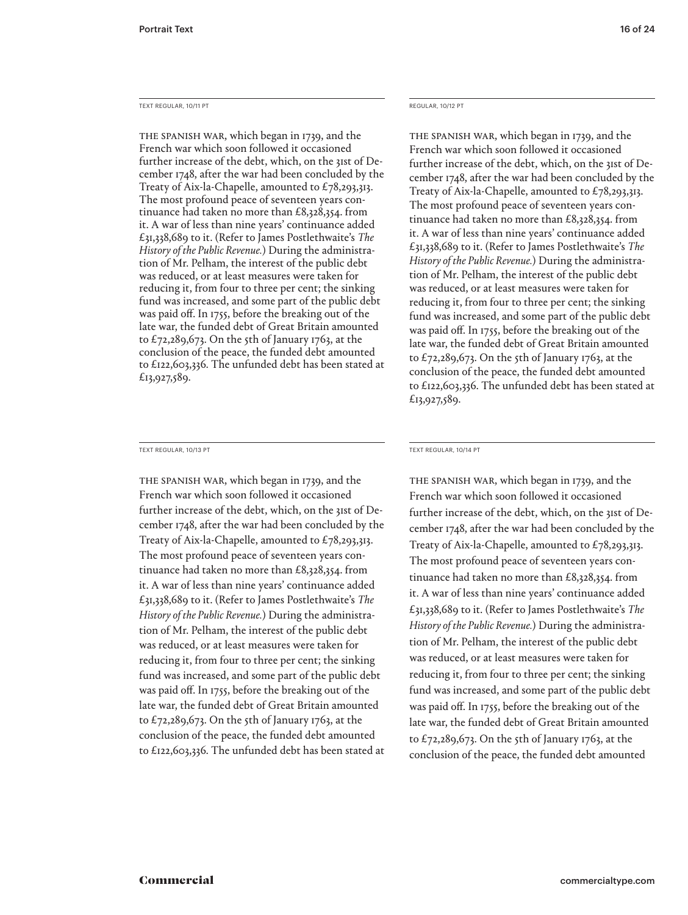TEXT REGULAR, 10/11 PT

THE SPANISH WAR, which began in 1739, and the French war which soon followed it occasioned further increase of the debt, which, on the 31st of December 1748, after the war had been concluded by the Treaty of Aix-la-Chapelle, amounted to £78,293,313. The most profound peace of seventeen years continuance had taken no more than £8,328,354. from it. A war of less than nine years' continuance added £31,338,689 to it. (Refer to James Postlethwaite's *The History of the Public Revenue.*) During the administration of Mr. Pelham, the interest of the public debt was reduced, or at least measures were taken for reducing it, from four to three per cent; the sinking fund was increased, and some part of the public debt was paid off. In 1755, before the breaking out of the late war, the funded debt of Great Britain amounted to £72,289,673. On the 5th of January 1763, at the conclusion of the peace, the funded debt amounted to £122,603,336. The unfunded debt has been stated at £13,927,589.

REGULAR, 10/12 PT

THE SPANISH WAR, which began in 1739, and the French war which soon followed it occasioned further increase of the debt, which, on the 31st of December 1748, after the war had been concluded by the Treaty of Aix-la-Chapelle, amounted to £78,293,313. The most profound peace of seventeen years continuance had taken no more than £8,328,354. from it. A war of less than nine years' continuance added £31,338,689 to it. (Refer to James Postlethwaite's *The History of the Public Revenue.*) During the administration of Mr. Pelham, the interest of the public debt was reduced, or at least measures were taken for reducing it, from four to three per cent; the sinking fund was increased, and some part of the public debt was paid off. In 1755, before the breaking out of the late war, the funded debt of Great Britain amounted to £72,289,673. On the 5th of January 1763, at the conclusion of the peace, the funded debt amounted to £122,603,336. The unfunded debt has been stated at £13,927,589.

TEXT REGULAR, 10/13 PT

THE SPANISH WAR, which began in 1739, and the French war which soon followed it occasioned further increase of the debt, which, on the 31st of December 1748, after the war had been concluded by the Treaty of Aix-la-Chapelle, amounted to £78,293,313. The most profound peace of seventeen years continuance had taken no more than £8,328,354. from it. A war of less than nine years' continuance added £31,338,689 to it. (Refer to James Postlethwaite's *The History of the Public Revenue.*) During the administration of Mr. Pelham, the interest of the public debt was reduced, or at least measures were taken for reducing it, from four to three per cent; the sinking fund was increased, and some part of the public debt was paid off. In 1755, before the breaking out of the late war, the funded debt of Great Britain amounted to £72,289,673. On the 5th of January 1763, at the conclusion of the peace, the funded debt amounted to £122,603,336. The unfunded debt has been stated at

TEXT REGULAR, 10/14 PT

THE SPANISH WAR, which began in 1739, and the French war which soon followed it occasioned further increase of the debt, which, on the 31st of December 1748, after the war had been concluded by the Treaty of Aix-la-Chapelle, amounted to £78,293,313. The most profound peace of seventeen years continuance had taken no more than £8,328,354. from it. A war of less than nine years' continuance added £31,338,689 to it. (Refer to James Postlethwaite's *The History of the Public Revenue.*) During the administration of Mr. Pelham, the interest of the public debt was reduced, or at least measures were taken for reducing it, from four to three per cent; the sinking fund was increased, and some part of the public debt was paid off. In 1755, before the breaking out of the late war, the funded debt of Great Britain amounted to £72,289,673. On the 5th of January 1763, at the conclusion of the peace, the funded debt amounted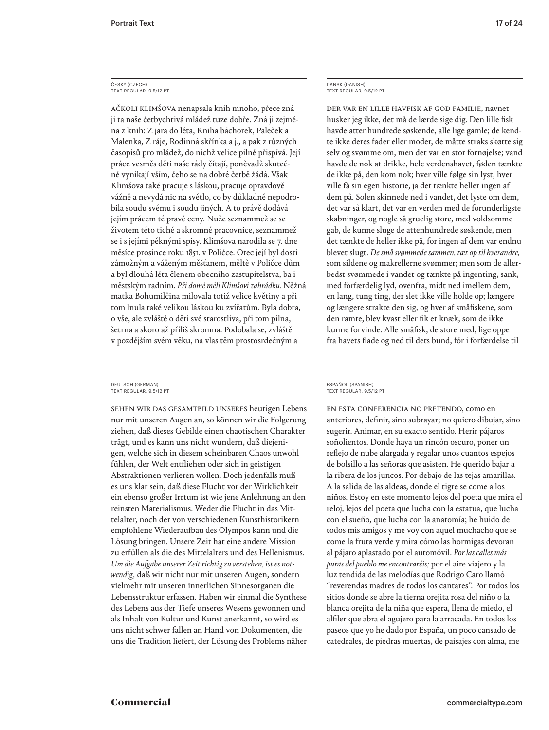ČESKÝ (CZECH)
TEXT REGULAR, 9.5/12 PT

AČKOLI KLIMŠOVA nenapsala knih mnoho, přece zná ji ta naše četbychtivá mládež tuze dobře. Zná ji zejména z knih: Z jara do léta, Kniha báchorek, Paleček a Malenka, Z ráje, Rodinná skřínka a j., a pak z různých časopisů pro mládež, do nichž velice pilně přispívá. Její práce vesměs děti naše rády čítají, poněvadž skutečně vynikají vším, čeho se na dobré četbě žádá. Však Klimšova také pracuje s láskou, pracuje opravdově vážně a nevydá nic na světlo, co by důkladně nepodrobila soudu svému i soudu jiných. A to právě dodává jejím prácem té pravé ceny. Nuže seznammež se se životem této tiché a skromné pracovnice, seznammež se i s jejími pěknými spisy. Klimšova narodila se 7. dne měsíce prosince roku 1851. v Poličce. Otec její byl dosti zámožným a váženým měšťanem, měltě v Poličce dům a byl dlouhá léta členem obecního zastupitelstva, ba i městským radním. *Při domě měli Klimšovi zahrádku.* Něžná matka Bohumilčina milovala totiž velice květiny a při tom lnula také velikou láskou ku zvířatům. Byla dobra, o vše, ale zvláště o děti své starostliva, při tom pilna, šetrna a skoro až příliš skromna. Podobala se, zvláště v pozdějším svém věku, na vlas těm prostosrdečným a

DANSK (DANISH)
TEXT REGULAR, 9.5/12 PT

DER VAR EN LILLE HAVFISK AF GOD FAMILIE, navnet husker jeg ikke, det må de lærde sige dig. Den lille fisk havde attenhundrede søskende, alle lige gamle; de kendte ikke deres fader eller moder, de måtte straks skøtte sig selv og svømme om, men det var en stor fornøjelse; vand havde de nok at drikke, hele verdenshavet, føden tænkte de ikke på, den kom nok; hver ville følge sin lyst, hver ville få sin egen historie, ja det tænkte heller ingen af dem på. Solen skinnede ned i vandet, det lyste om dem, det var så klart, det var en verden med de forunderligste skabninger, og nogle så gruelig store, med voldsomme gab, de kunne sluge de attenhundrede søskende, men det tænkte de heller ikke på, for ingen af dem var endnu blevet slugt. *De små svømmede sammen, tæt op til hverandre,* som sildene og makrellerne svømmer; men som de allerbedst svømmede i vandet og tænkte på ingenting, sank, med forfærdelig lyd, ovenfra, midt ned imellem dem, en lang, tung ting, der slet ikke ville holde op; længere og længere strakte den sig, og hver af småfiskene, som den ramte, blev kvast eller fik et knæk, som de ikke kunne forvinde. Alle småfisk, de store med, lige oppe fra havets flade og ned til dets bund, fór i forfærdelse til

DEUTSCH (GERMAN)
TEXT REGULAR, 9.5/12 PT

SEHEN WIR DAS GESAMTBILD UNSERES heutigen Lebens nur mit unseren Augen an, so können wir die Folgerung ziehen, daß dieses Gebilde einen chaotischen Charakter trägt, und es kann uns nicht wundern, daß diejenigen, welche sich in diesem scheinbaren Chaos unwohl fühlen, der Welt entfliehen oder sich in geistigen Abstraktionen verlieren wollen. Doch jedenfalls muß es uns klar sein, daß diese Flucht vor der Wirklichkeit ein ebenso großer Irrtum ist wie jene Anlehnung an den reinsten Materialismus. Weder die Flucht in das Mittelalter, noch der von verschiedenen Kunsthistorikern empfohlene Wiederaufbau des Olympos kann und die Lösung bringen. Unsere Zeit hat eine andere Mission zu erfüllen als die des Mittelalters und des Hellenismus. *Um die Aufgabe unserer Zeit richtig zu verstehen, ist es notwendig,* daß wir nicht nur mit unseren Augen, sondern vielmehr mit unseren innerlichen Sinnesorganen die Lebensstruktur erfassen. Haben wir einmal die Synthese des Lebens aus der Tiefe unseres Wesens gewonnen und als Inhalt von Kultur und Kunst anerkannt, so wird es uns nicht schwer fallen an Hand von Dokumenten, die uns die Tradition liefert, der Lösung des Problems näher

ESPAÑOL (SPANISH)
TEXT REGULAR, 9.5/12 PT

EN ESTA CONFERENCIA NO PRETENDO, como en anteriores, definir, sino subrayar; no quiero dibujar, sino sugerir. Animar, en su exacto sentido. Herir pájaros soñolientos. Donde haya un rincón oscuro, poner un reflejo de nube alargada y regalar unos cuantos espejos de bolsillo a las señoras que asisten. He querido bajar a la ribera de los juncos. Por debajo de las tejas amarillas. A la salida de las aldeas, donde el tigre se come a los niños. Estoy en este momento lejos del poeta que mira el reloj, lejos del poeta que lucha con la estatua, que lucha con el sueño, que lucha con la anatomía; he huido de todos mis amigos y me voy con aquel muchacho que se come la fruta verde y mira cómo las hormigas devoran al pájaro aplastado por el automóvil. *Por las calles más puras del pueblo me encontraréis;* por el aire viajero y la luz tendida de las melodías que Rodrigo Caro llamó "reverendas madres de todos los cantares". Por todos los sitios donde se abre la tierna orejita rosa del niño o la blanca orejita de la niña que espera, llena de miedo, el alfiler que abra el agujero para la arracada. En todos los paseos que yo he dado por España, un poco cansado de catedrales, de piedras muertas, de paisajes con alma, me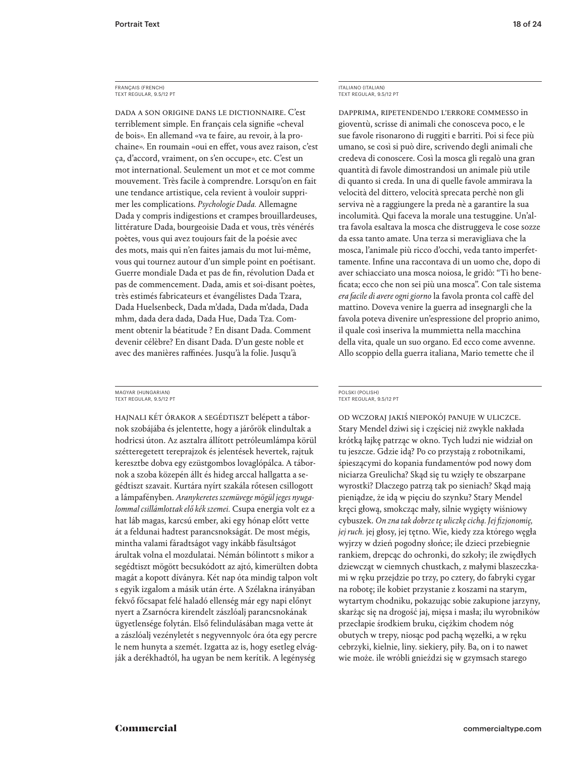FRANÇAIS (FRENCH)
TEXT REGULAR, 9.5/12 PT

DADA A SON ORIGINE DANS LE DICTIONNAIRE. C'est terriblement simple. En français cela signifie «cheval de bois». En allemand «va te faire, au revoir, à la prochaine». En roumain «oui en effet, vous avez raison, c'est ça, d'accord, vraiment, on s'en occupe», etc. C'est un mot international. Seulement un mot et ce mot comme mouvement. Très facile à comprendre. Lorsqu'on en fait une tendance artistique, cela revient à vouloir supprimer les complications. *Psychologie Dada.* Allemagne Dada y compris indigestions et crampes brouillardeuses, littérature Dada, bourgeoisie Dada et vous, très vénérés poètes, vous qui avez toujours fait de la poésie avec des mots, mais qui n'en faites jamais du mot lui-même, vous qui tournez autour d'un simple point en poétisant. Guerre mondiale Dada et pas de fin, révolution Dada et pas de commencement. Dada, amis et soi-disant poètes, très estimés fabricateurs et évangélistes Dada Tzara, Dada Huelsenbeck, Dada m'dada, Dada m'dada, Dada mhm, dada dera dada, Dada Hue, Dada Tza. Comment obtenir la béatitude ? En disant Dada. Comment devenir célèbre? En disant Dada. D'un geste noble et avec des manières raffinées. Jusqu'à la folie. Jusqu'à

ITALIANO (ITALIAN)
TEXT REGULAR, 9.5/12 PT

DAPPRIMA, RIPETENDENDO L'ERRORE COMMESSO in gioventù, scrisse di animali che conosceva poco, e le sue favole risonarono di ruggiti e barriti. Poi si fece più umano, se così si può dire, scrivendo degli animali che credeva di conoscere. Così la mosca gli regalò una gran quantità di favole dimostrandosi un animale più utile di quanto si creda. In una di quelle favole ammirava la velocità del dittero, velocità sprecata perchè non gli serviva nè a raggiungere la preda nè a garantire la sua incolumità. Qui faceva la morale una testuggine. Un'altra favola esaltava la mosca che distruggeva le cose sozze da essa tanto amate. Una terza si meravigliava che la mosca, l'animale più ricco d'occhi, veda tanto imperfettamente. Infine una raccontava di un uomo che, dopo di aver schiacciato una mosca noiosa, le gridò: "Ti ho beneficata; ecco che non sei più una mosca". Con tale sistema *era facile di avere ogni giorno* la favola pronta col caffè del mattino. Doveva venire la guerra ad insegnargli che la favola poteva divenire un'espressione del proprio animo, il quale così inseriva la mummietta nella macchina della vita, quale un suo organo. Ed ecco come avvenne. Allo scoppio della guerra italiana, Mario temette che il

MAGYAR (HUNGARIAN)
TEXT REGULAR, 9.5/12 PT

HAJNALI KÉT ÓRAKOR A SEGÉDTISZT belépett a tábornok szobájába és jelentette, hogy a járőrök elindultak a hodricsi úton. Az asztalra állított petróleumlámpa körül szétteregetett tereprajzok és jelentések hevertek, rajtuk keresztbe dobva egy ezüstgombos lovaglópálca. A tábornok a szoba közepén állt és hideg arccal hallgatta a segédtiszt szavait. Kurtára nyírt szakála rőtesen csillogott a lámpafényben. *Aranykeretes szemüvege mögül jeges nyugalommal csillámlottak elő kék szemei.* Csupa energia volt ez a hat láb magas, karcsú ember, aki egy hónap előtt vette át a feldunai hadtest parancsnokságát. De most mégis, mintha valami fáradtságot vagy inkább fásultságot árultak volna el mozdulatai. Némán bólintott s mikor a segédtiszt mögött becsukódott az ajtó, kimerülten dobta magát a kopott díványra. Két nap óta mindig talpon volt s egyik izgalom a másik után érte. A Szélakna irányában fekvő főcsapat felé haladó ellenség már egy napi előnyt nyert a Zsarnócra kirendelt zászlóalj parancsnokának ügyetlensége folytán. Első felindulásában maga vette át a zászlóalj vezényletét s negyvennyolc óra óta egy percre le nem hunyta a szemét. Izgatta az is, hogy esetleg elvágják a derékhadtól, ha ugyan be nem kerítik. A legénység

POLSKI (POLISH)
TEXT REGULAR, 9.5/12 PT

OD WCZORAJ JAKIŚ NIEPOKÓJ PANUJE W ULICZCE. Stary Mendel dziwi się i częściej niż zwykle nakłada krótką łajkę patrząc w okno. Tych ludzi nie widział on tu jeszcze. Gdzie idą? Po co przystają z robotnikami, śpieszącymi do kopania fundamentów pod nowy dom niciarza Greulicha? Skąd się tu wzięły te obszarpane wyrostki? Dlaczego patrzą tak po sieniach? Skąd mają pieniądze, że idą w pięciu do szynku? Stary Mendel kręci głową, smokcząc mały, silnie wygięty wiśniowy cybuszek. *On zna tak dobrze tę uliczkę cichą. Jej fizjonomię, jej ruch.* jej głosy, jej tętno. Wie, kiedy zza którego węgła wyjrzy w dzień pogodny słońce; ile dzieci przebiegnie rankiem, drepcąc do ochronki, do szkoły; ile zwiędłych dziewcząt w ciemnych chustkach, z małymi blaszeczkami w ręku przejdzie po trzy, po cztery, do fabryki cygar na robotę; ile kobiet przystanie z koszami na starym, wytartym chodniku, pokazując sobie zakupione jarzyny, skarżąc się na drogość jaj, mięsa i masła; ilu wyrobników przecłapie środkiem bruku, ciężkim chodem nóg obutych w trepy, niosąc pod pachą węzełki, a w ręku cebrzyki, kielnie, liny. siekiery, piły. Ba, on i to nawet wie może. ile wróbli gnieździ się w gzymsach starego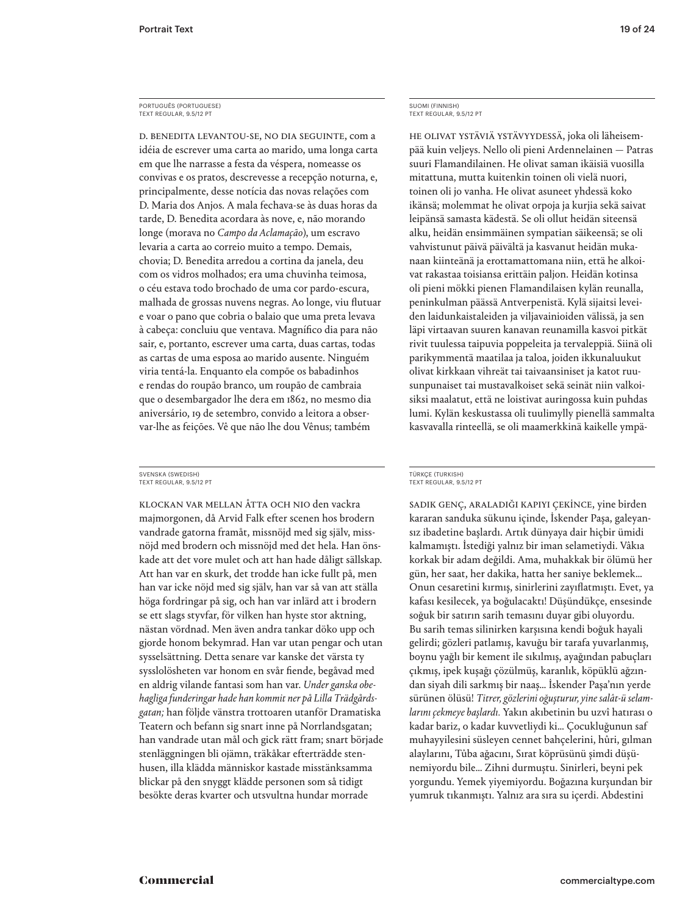PORTUGUÊS (PORTUGUESE)
TEXT REGULAR, 9.5/12 PT

D. BENEDITA LEVANTOU-SE, NO DIA SEGUINTE, com a idéia de escrever uma carta ao marido, uma longa carta em que lhe narrasse a festa da véspera, nomeasse os convivas e os pratos, descrevesse a recepção noturna, e, principalmente, desse notícia das novas relações com D. Maria dos Anjos. A mala fechava-se às duas horas da tarde, D. Benedita acordara às nove, e, não morando longe (morava no *Campo da Aclamação*), um escravo levaria a carta ao correio muito a tempo. Demais, chovia; D. Benedita arredou a cortina da janela, deu com os vidros molhados; era uma chuvinha teimosa, o céu estava todo brochado de uma cor pardo-escura, malhada de grossas nuvens negras. Ao longe, viu flutuar e voar o pano que cobria o balaio que uma preta levava à cabeça: concluiu que ventava. Magnífico dia para não sair, e, portanto, escrever uma carta, duas cartas, todas as cartas de uma esposa ao marido ausente. Ninguém viria tentá-la. Enquanto ela compõe os babadinhos e rendas do roupão branco, um roupão de cambraia que o desembargador lhe dera em 1862, no mesmo dia aniversário, 19 de setembro, convido a leitora a observar-lhe as feições. Vê que não lhe dou Vênus; também

SUOMI (FINNISH)
TEXT REGULAR, 9.5/12 PT

HE OLIVAT YSTÄVIÄ YSTÄVYYDESSÄ, joka oli läheisempää kuin veljeys. Nello oli pieni Ardennelainen — Patras suuri Flamandilainen. He olivat saman ikäisiä vuosilla mitattuna, mutta kuitenkin toinen oli vielä nuori, toinen oli jo vanha. He olivat asuneet yhdessä koko ikänsä; molemmat he olivat orpoja ja kurjia sekä saivat leipänsä samasta kädestä. Se oli ollut heidän siteensä alku, heidän ensimmäinen sympatian säikeensä; se oli vahvistunut päivä päivältä ja kasvanut heidän mukanaan kiinteänä ja erottamattomana niin, että he alkoivat rakastaa toisiansa erittäin paljon. Heidän kotinsa oli pieni mökki pienen Flamandilaisen kylän reunalla, peninkulman päässä Antverpenistä. Kylä sijaitsi leveiden laidunkaistaleiden ja viljavainioiden välissä, ja sen läpi virtaavan suuren kanavan reunamilla kasvoi pitkät rivit tuulessa taipuvia poppeleita ja tervaleppiä. Siinä oli parikymmentä maatilaa ja taloa, joiden ikkunaluukut olivat kirkkaan vihreät tai taivaansiniset ja katot ruusunpunaiset tai mustavalkoiset sekä seinät niin valkoisiksi maalatut, että ne loistivat auringossa kuin puhdas lumi. Kylän keskustassa oli tuulimylly pienellä sammalta kasvavalla rinteellä, se oli maamerkkinä kaikelle ympä-

SVENSKA (SWEDISH)
TEXT REGULAR, 9.5/12 PT

KLOCKAN VAR MELLAN ÅTTA OCH NIO den vackra majmorgonen, då Arvid Falk efter scenen hos brodern vandrade gatorna framåt, missnöjd med sig själv, missnöjd med brodern och missnöjd med det hela. Han önskade att det vore mulet och att han hade dåligt sällskap. Att han var en skurk, det trodde han icke fullt på, men han var icke nöjd med sig själv, han var så van att ställa höga fordringar på sig, och han var inlärd att i brodern se ett slags styvfar, för vilken han hyste stor aktning, nästan vördnad. Men även andra tankar döko upp och gjorde honom bekymrad. Han var utan pengar och utan sysselsättning. Detta senare var kanske det värsta ty sysslolösheten var honom en svår fiende, begåvad med en aldrig vilande fantasi som han var. *Under ganska obehagliga funderingar hade han kommit ner på Lilla Trädgårdsgatan;* han följde vänstra trottoaren utanför Dramatiska Teatern och befann sig snart inne på Norrlandsgatan; han vandrade utan mål och gick rätt fram; snart började stenläggningen bli ojämn, träkåkar efterträdde stenhusen, illa klädda människor kastade misstänksamma blickar på den snyggt klädde personen som så tidigt besökte deras kvarter och utsvultna hundar morrade

TÜRKÇE (TURKISH)
TEXT REGULAR, 9.5/12 PT

SADIK GENÇ, ARALADIĞI KAPIYI ÇEKİNCE, yine birden kararan sanduka sükunu içinde, İskender Paşa, galeyansız ibadetine başlardı. Artık dünyaya dair hiçbir ümidi kalmamıştı. İstediği yalnız bir iman selametiydi. Vâkıa korkak bir adam değildi. Ama, muhakkak bir ölümü her gün, her saat, her dakika, hatta her saniye beklemek… Onun cesaretini kırmış, sinirlerini zayıflatmıştı. Evet, ya kafası kesilecek, ya boğulacaktı! Düşündükçe, ensesinde soğuk bir satırın sarih temasını duyar gibi oluyordu. Bu sarih temas silinirken karşısına kendi boğuk hayali gelirdi; gözleri patlamış, kavuğu bir tarafa yuvarlanmış, boynu yağlı bir kement ile sıkılmış, ayağından pabuçları çıkmış, ipek kuşağı çözülmüş, karanlık, köpüklü ağzından siyah dili sarkmış bir naaş… İskender Paşa'nın yerde sürünen ölüsü! *Titrer, gözlerini oğuşturur, yine salât-ü selamlarını çekmeye başlardı.* Yakın akıbetinin bu uzvî hatırası o kadar bariz, o kadar kuvvetliydi ki… Çocukluğunun saf muhayyilesini süsleyen cennet bahçelerini, hûri, gılman alaylarını, Tûba ağacını, Sırat köprüsünü şimdi düşünemiyordu bile… Zihni durmuştu. Sinirleri, beyni pek yorgundu. Yemek yiyemiyordu. Boğazına kurşundan bir yumruk tıkanmıştı. Yalnız ara sıra su içerdi. Abdestini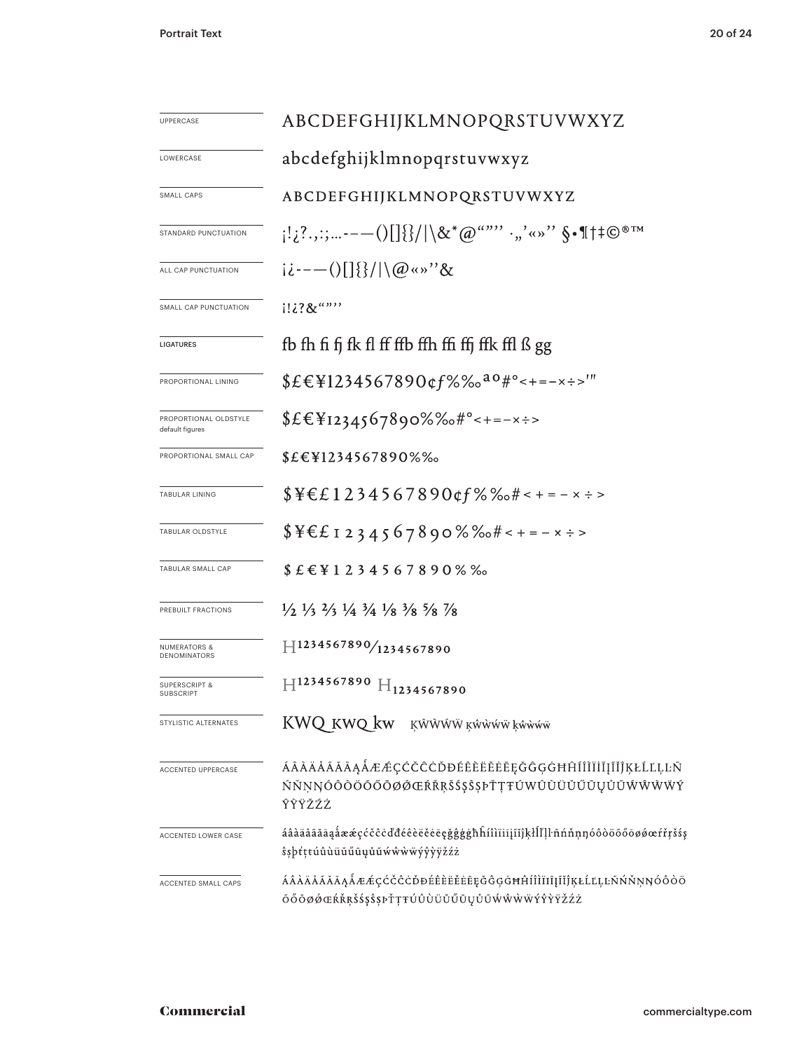| | |
|---|---|
| UPPERCASE | ABCDEFGHIJKLMNOPQRSTUVWXYZ |
| LOWERCASE | abcdefghijklmnopqrstuvwxyz |
| SMALL CAPS | ABCDEFGHIJKLMNOPQRSTUVWXYZ |
| STANDARD PUNCTUATION | ¡!¿?.,:;…-–—()[]{}/\|\&*@“”’’ ·„‘«»‘’ §•¶†‡©®™ |
| ALL CAP PUNCTUATION | ¡¿-–—()[]{}/\|\@«»‘’& |
| SMALL CAP PUNCTUATION | ¡!¿?&“”’’ |
| LIGATURES | fb fh fi fj fk fl ff ffb ffh ffi ffj ffk ffl ß gg |
| PROPORTIONAL LINING | $£€¥1234567890¢ƒ%‰ªº#°<+=−×÷>′″ |
| PROPORTIONAL OLDSTYLE default figures | $£€¥1234567890%‰#°<+=−×÷> |
| PROPORTIONAL SMALL CAP | $£€¥1234567890%‰ |
| TABULAR LINING | $¥€£1234567890¢ƒ%‰#<+=−×÷> |
| TABULAR OLDSTYLE | $¥€£1234567890%‰#<+=−×÷> |
| TABULAR SMALL CAP | $£€¥1234567890%‰ |
| PREBUILT FRACTIONS | ½ ⅓ ⅔ ¼ ¾ ⅛ ⅜ ⅝ ⅞ |
| NUMERATORS & DENOMINATORS | H1234567890/1234567890 |
| SUPERSCRIPT & SUBSCRIPT | H1234567890 H1234567890 |
| STYLISTIC ALTERNATES | KWQ KWQ kw ĶŴẀẂẄ ĶŴẀẂẄ ķŵẁẃẅ |
| ACCENTED UPPERCASE | ÁÂÀÄÅÃĂĀĄǺÆǼÇĆČĈĊĎĐÉÊÈËĔĖĒĘĞĜĢĠĦĤÍÎÌÏĬİĪĮĨĴĶŁĹĽĻĿŃŇŅŊÓÔÒÖÕŐŌØǾŒŔŘŖŠŚŞŜȘÞŤŢŦÚÛÙÜŬŰŪŲŮŨẂŴẀẄÝŶỲŸŽŹŻ |
| ACCENTED LOWER CASE | áâàäåãăāąǻæǽçćčĉċďđéêèëĕėēęğĝģġħĥíîìïĭiīįĩĵķłĺľļŀńňņŋóôòöõőōøǿœŕřŗšśşŝșþťţŧúûùüŭűūųůũẃŵẁẅýŷỳÿžźż |
| ACCENTED SMALL CAPS | ÁÂÀÄÅÃĂĀĄǺÆǼÇĆČĈĊĎĐÉÊÈËĔĖĒĘĞĜĢĠĦĤÍÎÌÏĬİĪĮĨĴĶŁĹĽĻĿŃŇŅŊÓÔÒÖÕŐŌØǾŒŔŘŖŠŚŞŜȘÞŤŢŦÚÛÙÜŬŰŪŲŮŨẂŴẀẄÝŶỲŸŽŹŻ |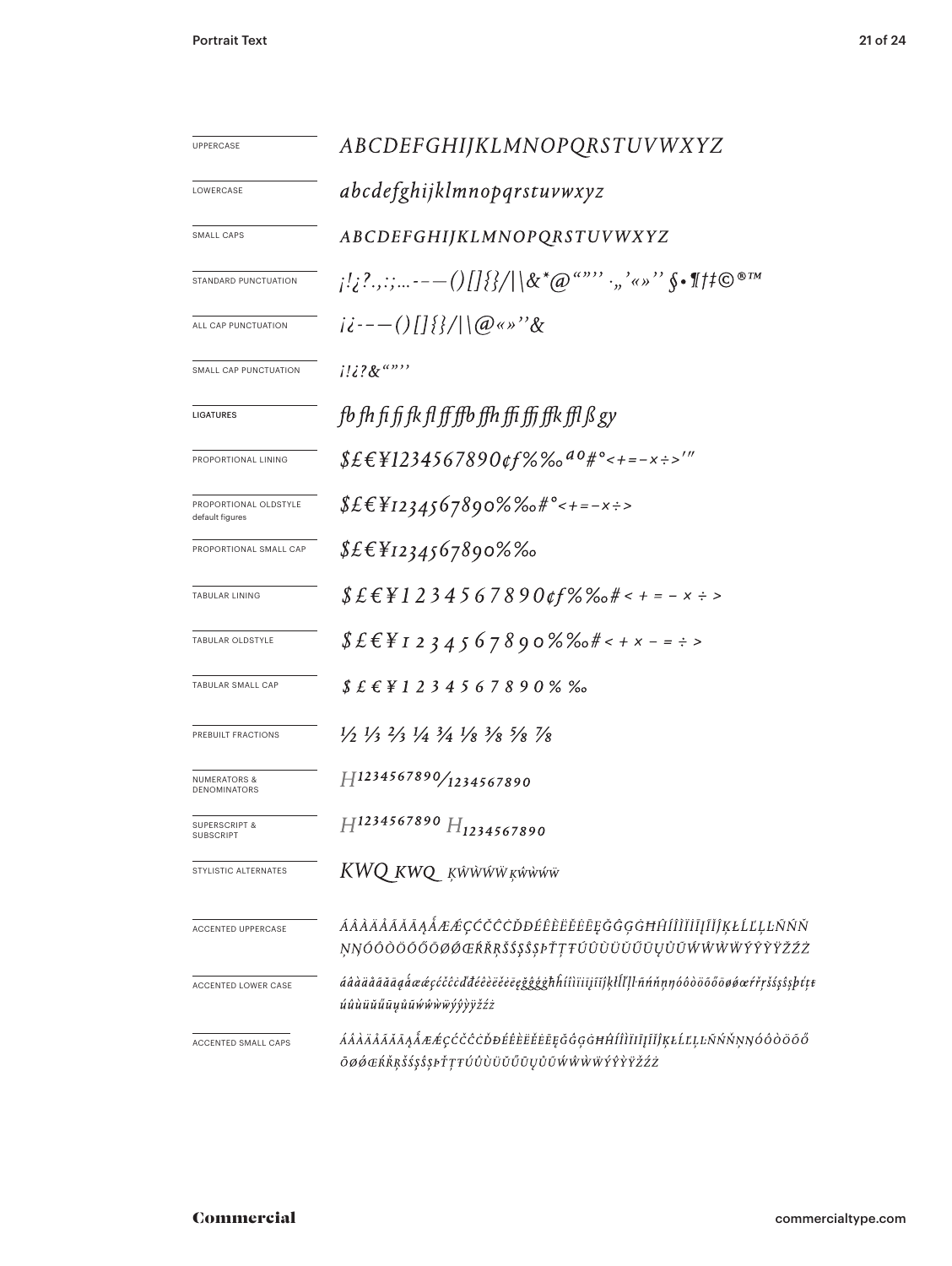| | |
|---|---|
| UPPERCASE | *ABCDEFGHIJKLMNOPQRSTUVWXYZ* |
| LOWERCASE | *abcdefghijklmnopqrstuvwxyz* |
| SMALL CAPS | *ABCDEFGHIJKLMNOPQRSTUVWXYZ* |
| STANDARD PUNCTUATION | *¡!¿?.,:;…-–—()[]{}/\|\\&*@"""' ‚„'«»'' §•¶†‡©®™* |
| ALL CAP PUNCTUATION | *¡¿-–—()[]{}/\|\\@«»''&* |
| SMALL CAP PUNCTUATION | *¡!¿?&""''* |
| LIGATURES | *fb fh fi fj fk fl ff ffb ffh ffi ffj ffk ffl ß gy* |
| PROPORTIONAL LINING | *$£€¥1234567890¢ƒ%‰ªº#°<+=−×÷>′″* |
| PROPORTIONAL OLDSTYLE default figures | *$£€¥1234567890%‰#°<+=−×÷>* |
| PROPORTIONAL SMALL CAP | *$£€¥1234567890%‰* |
| TABULAR LINING | *$£€¥1234567890¢ƒ%‰#<+=−×÷>* |
| TABULAR OLDSTYLE | *$£€¥1234567890%‰#<+×−=÷>* |
| TABULAR SMALL CAP | *$£€¥1234567890%‰* |
| PREBUILT FRACTIONS | *½ ⅓ ⅔ ¼ ¾ ⅛ ⅜ ⅝ ⅞* |
| NUMERATORS & DENOMINATORS | *H1234567890⁄1234567890* |
| SUPERSCRIPT & SUBSCRIPT | *H1234567890 H1234567890* |
| STYLISTIC ALTERNATES | *KWQ KWQ ĶŴẀẂẄ ĶŴẀẂẄ* |
| ACCENTED UPPERCASE | *ÁÂÀÄÅÃĂĀĄǺÆǼÇĆČĈĊĎĐÉÊÈËĚĖĒĘĞĜĢĠĦĤÍÎÌÏĪĮĨĴĶŁĹĽĻĿÑŃŇŅŊÓÔÒÖÕŐŌØǾŒŔŘŖŠŚŞŜȘÞŤŢŦÚÛÙÜŬŰŪŲŮŨẂŴẀẄÝŶỲŸŽŹŻ* |
| ACCENTED LOWER CASE | *áâàäåãăāąǻæǽçćčĉċďđéêèëěėēęğĝģġħĥíîìïīįĩĵķłĺľļŀñńňņŋóôòöõőōøǿœŕřŗšśşŝșþťţŧúûùüŭűūųůũẃŵẁẅýŷỳÿžźż* |
| ACCENTED SMALL CAPS | *ÁÂÀÄÅÃĂĀĄǺÆǼÇĆČĈĊĎĐÉÊÈËĚĖĒĘĞĜĢĠĦĤÍÎÌÏĪĮĨĴĶŁĹĽĻĿÑŃŇŅŊÓÔÒÖÕŐŌØǾŒŔŘŖŠŚŞŜȘÞŤŢŦÚÛÙÜŬŰŪŲŮŨẂŴẀẄÝŶỲŸŽŹŻ* |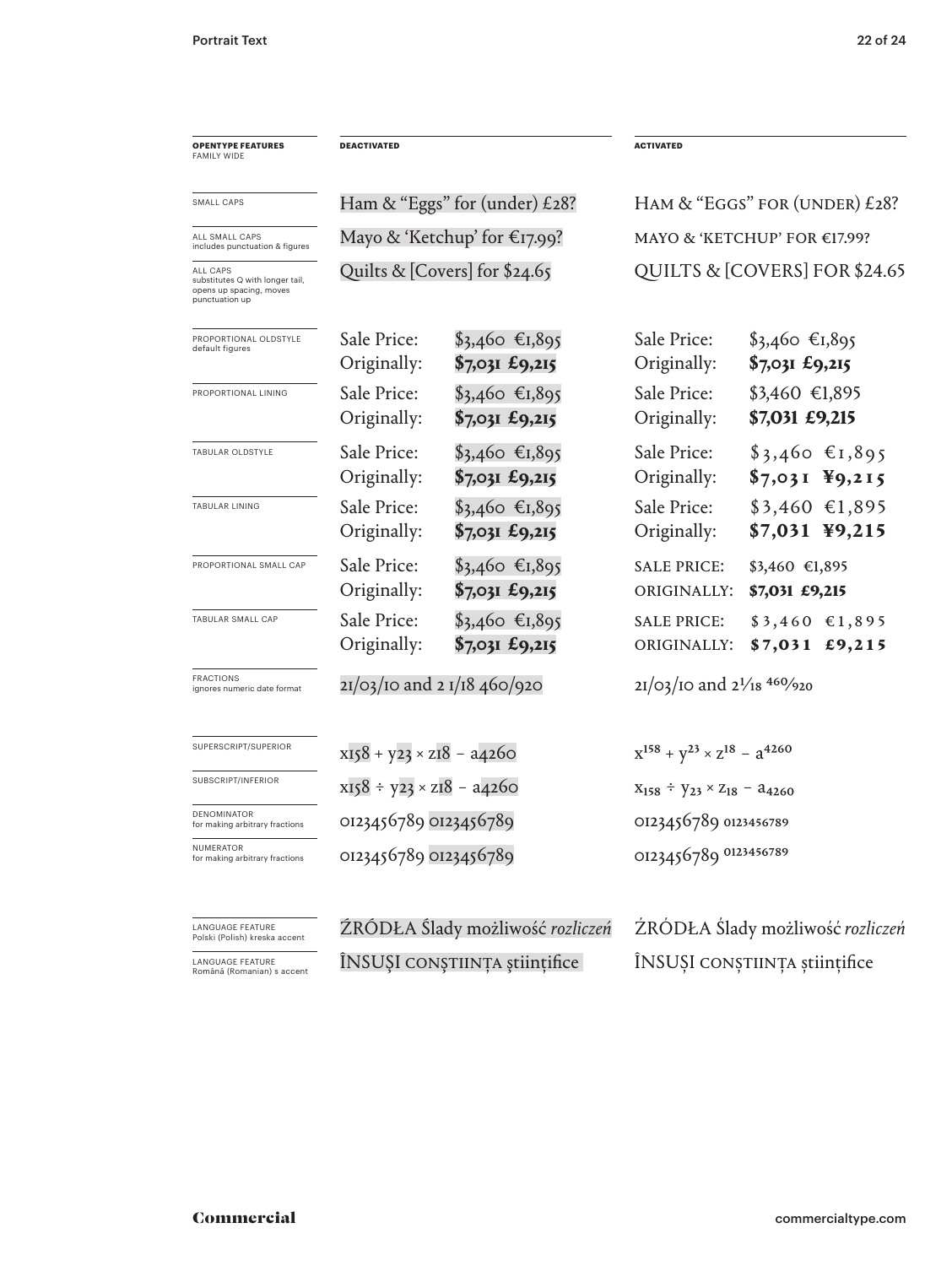| OPENTYPE FEATURES FAMILY WIDE | DEACTIVATED | | ACTIVATED | |
|---|---|---|---|---|
| SMALL CAPS | Ham & “Eggs” for (under) £28? | | HAM & “EGGS” FOR (UNDER) £28? | |
| ALL SMALL CAPS includes punctuation & figures | Mayo & ‘Ketchup’ for €17.99? | | MAYO & ‘KETCHUP’ FOR €17.99? | |
| ALL CAPS substitutes Q with longer tail, opens up spacing, moves punctuation up | Quilts & [Covers] for $24.65 | | QUILTS & [COVERS] FOR $24.65 | |
| PROPORTIONAL OLDSTYLE default figures | Sale Price: Originally: | $3,460 €1,895 **$7,031 £9,215** | Sale Price: Originally: | $3,460 €1,895 **$7,031 £9,215** |
| PROPORTIONAL LINING | Sale Price: Originally: | $3,460 €1,895 **$7,031 £9,215** | Sale Price: Originally: | $3,460 €1,895 **$7,031 £9,215** |
| TABULAR OLDSTYLE | Sale Price: Originally: | $3,460 €1,895 **$7,031 £9,215** | Sale Price: Originally: | $3,460 €1,895 **$7,031 ¥9,215** |
| TABULAR LINING | Sale Price: Originally: | $3,460 €1,895 **$7,031 £9,215** | Sale Price: Originally: | $3,460 €1,895 **$7,031 ¥9,215** |
| PROPORTIONAL SMALL CAP | Sale Price: Originally: | $3,460 €1,895 **$7,031 £9,215** | SALE PRICE: ORIGINALLY: | $3,460 €1,895 **$7,031 £9,215** |
| TABULAR SMALL CAP | Sale Price: Originally: | $3,460 €1,895 **$7,031 £9,215** | SALE PRICE: ORIGINALLY: | $3,460 €1,895 **$7,031 £9,215** |
| FRACTIONS ignores numeric date format | 21/03/10 and 2 1/18 460/920 | | 21/03/10 and 2 1⁄18 460⁄920 | |
| SUPERSCRIPT/SUPERIOR | x158 + y23 × z18 – a4260 | | $x^{158} + y^{23} \times z^{18} - a^{4260}$ | |
| SUBSCRIPT/INFERIOR | x158 ÷ y23 × z18 – a4260 | | $x_{158} \div y_{23} \times z_{18} - a_{4260}$ | |
| DENOMINATOR for making arbitrary fractions | 0123456789 0123456789 | | 0123456789 $_{0123456789}$ | |
| NUMERATOR for making arbitrary fractions | 0123456789 0123456789 | | 0123456789 $^{0123456789}$ | |
| LANGUAGE FEATURE Polski (Polish) kreska accent | ŹRÓDŁA Ślady możliwość *rozliczeń* | | ŹRÓDŁA Ślady możliwość *rozliczeń* | |
| LANGUAGE FEATURE Română (Romanian) s accent | ÎNSUŞI CONŞTIINŢA ştiinţifice | | ÎNSUȘI CONȘTIINȚA științifice | |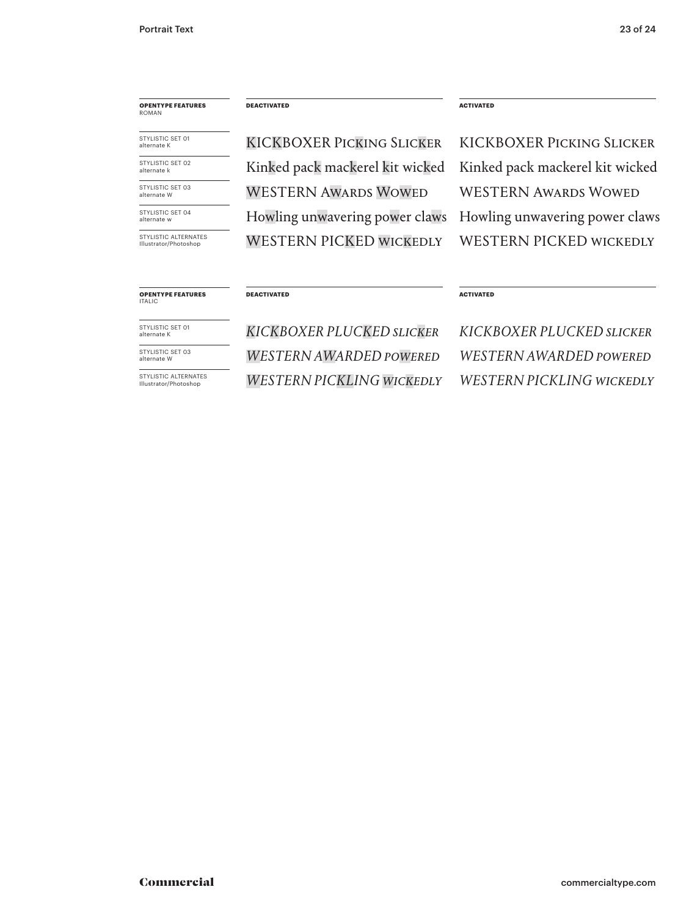| **OPENTYPE FEATURES** ROMAN | **DEACTIVATED** | **ACTIVATED** |
| --- | --- | --- |
| STYLISTIC SET 01 alternate K | KICKBOXER Picking Slicker | KICKBOXER Picking Slicker |
| STYLISTIC SET 02 alternate k | Kinked pack mackerel kit wicked | Kinked pack mackerel kit wicked |
| STYLISTIC SET 03 alternate W | WESTERN Awards Wowed | WESTERN Awards Wowed |
| STYLISTIC SET 04 alternate w | Howling unwavering power claws | Howling unwavering power claws |
| STYLISTIC ALTERNATES Illustrator/Photoshop | WESTERN PICKED wickedly | WESTERN PICKED wickedly |

| **OPENTYPE FEATURES** ITALIC | **DEACTIVATED** | **ACTIVATED** |
| --- | --- | --- |
| STYLISTIC SET 01 alternate K | *KICKBOXER PLUCKED slicker* | *KICKBOXER PLUCKED slicker* |
| STYLISTIC SET 03 alternate W | *WESTERN AWARDED powered* | *WESTERN AWARDED powered* |
| STYLISTIC ALTERNATES Illustrator/Photoshop | *WESTERN PICKLING wickedly* | *WESTERN PICKLING wickedly* |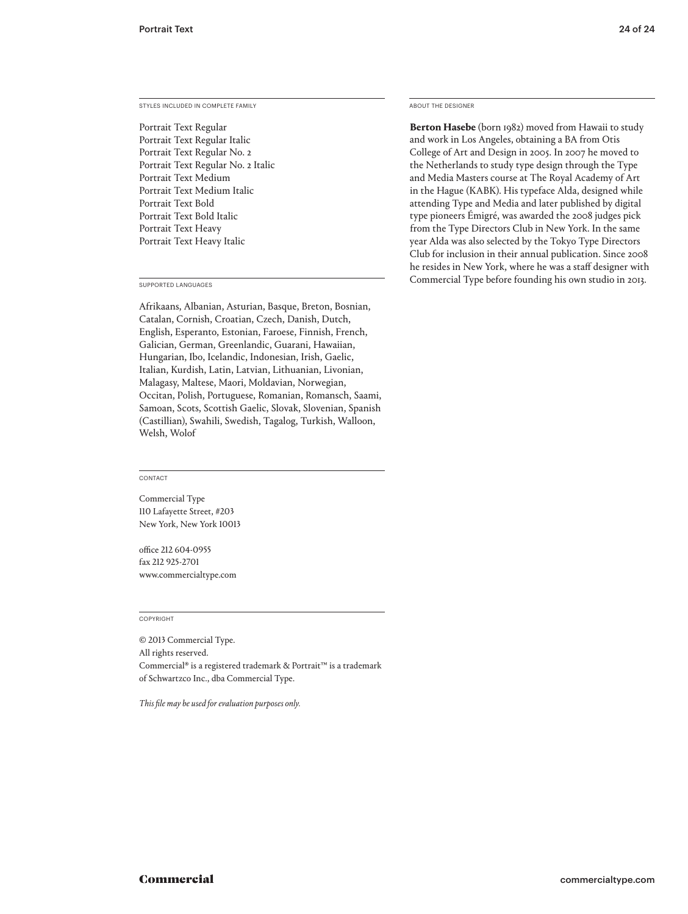## STYLES INCLUDED IN COMPLETE FAMILY

Portrait Text Regular
Portrait Text Regular Italic
Portrait Text Regular No. 2
Portrait Text Regular No. 2 Italic
Portrait Text Medium
Portrait Text Medium Italic
Portrait Text Bold
Portrait Text Bold Italic
Portrait Text Heavy
Portrait Text Heavy Italic

## SUPPORTED LANGUAGES

Afrikaans, Albanian, Asturian, Basque, Breton, Bosnian, Catalan, Cornish, Croatian, Czech, Danish, Dutch, English, Esperanto, Estonian, Faroese, Finnish, French, Galician, German, Greenlandic, Guarani, Hawaiian, Hungarian, Ibo, Icelandic, Indonesian, Irish, Gaelic, Italian, Kurdish, Latin, Latvian, Lithuanian, Livonian, Malagasy, Maltese, Maori, Moldavian, Norwegian, Occitan, Polish, Portuguese, Romanian, Romansch, Saami, Samoan, Scots, Scottish Gaelic, Slovak, Slovenian, Spanish (Castillian), Swahili, Swedish, Tagalog, Turkish, Walloon, Welsh, Wolof

## CONTACT

Commercial Type
110 Lafayette Street, #203
New York, New York 10013

office 212 604-0955
fax 212 925-2701
www.commercialtype.com

## COPYRIGHT

© 2013 Commercial Type.
All rights reserved.
Commercial® is a registered trademark & Portrait™ is a trademark of Schwartzco Inc., dba Commercial Type.

*This file may be used for evaluation purposes only.*

## ABOUT THE DESIGNER

**Berton Hasebe** (born 1982) moved from Hawaii to study and work in Los Angeles, obtaining a BA from Otis College of Art and Design in 2005. In 2007 he moved to the Netherlands to study type design through the Type and Media Masters course at The Royal Academy of Art in the Hague (KABK). His typeface Alda, designed while attending Type and Media and later published by digital type pioneers Émigré, was awarded the 2008 judges pick from the Type Directors Club in New York. In the same year Alda was also selected by the Tokyo Type Directors Club for inclusion in their annual publication. Since 2008 he resides in New York, where he was a staff designer with Commercial Type before founding his own studio in 2013.